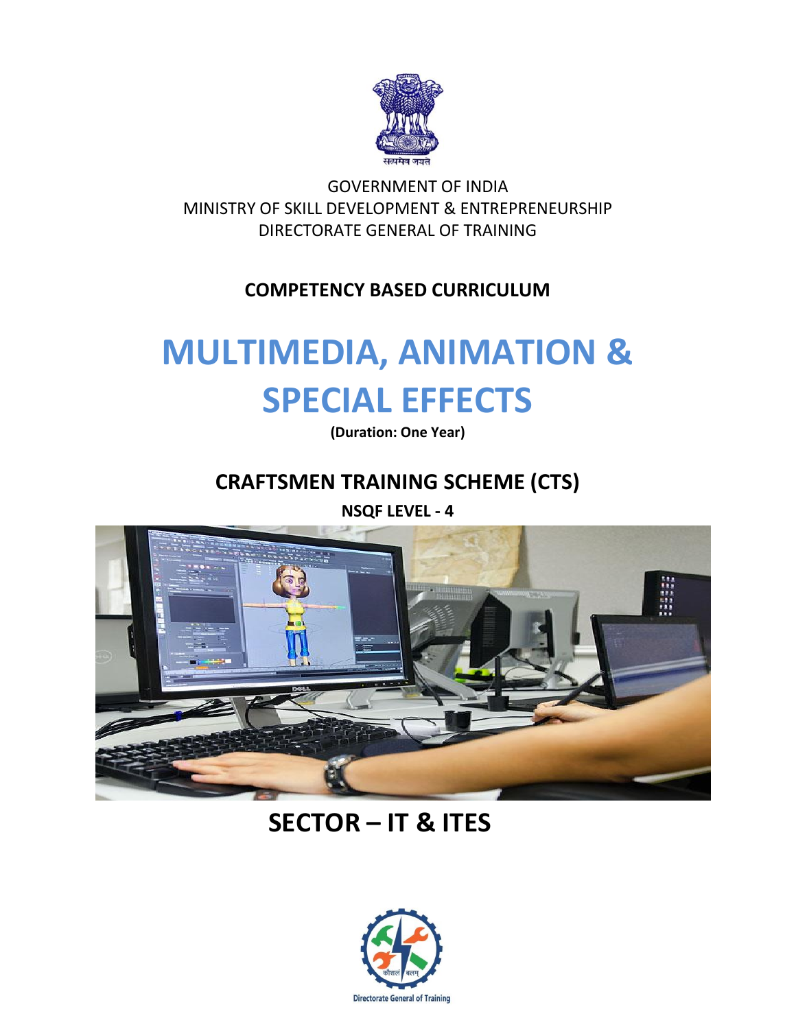सत्यमेव जयते

GOVERNMENT OF INDIA
MINISTRY OF SKILL DEVELOPMENT & ENTREPRENEURSHIP
DIRECTORATE GENERAL OF TRAINING

**COMPETENCY BASED CURRICULUM**

# MULTIMEDIA, ANIMATION & SPECIAL EFFECTS

**(Duration: One Year)**

## CRAFTSMEN TRAINING SCHEME (CTS)

**NSQF LEVEL - 4**

## SECTOR – IT & ITES

कौशलं बलम्

Directorate General of Training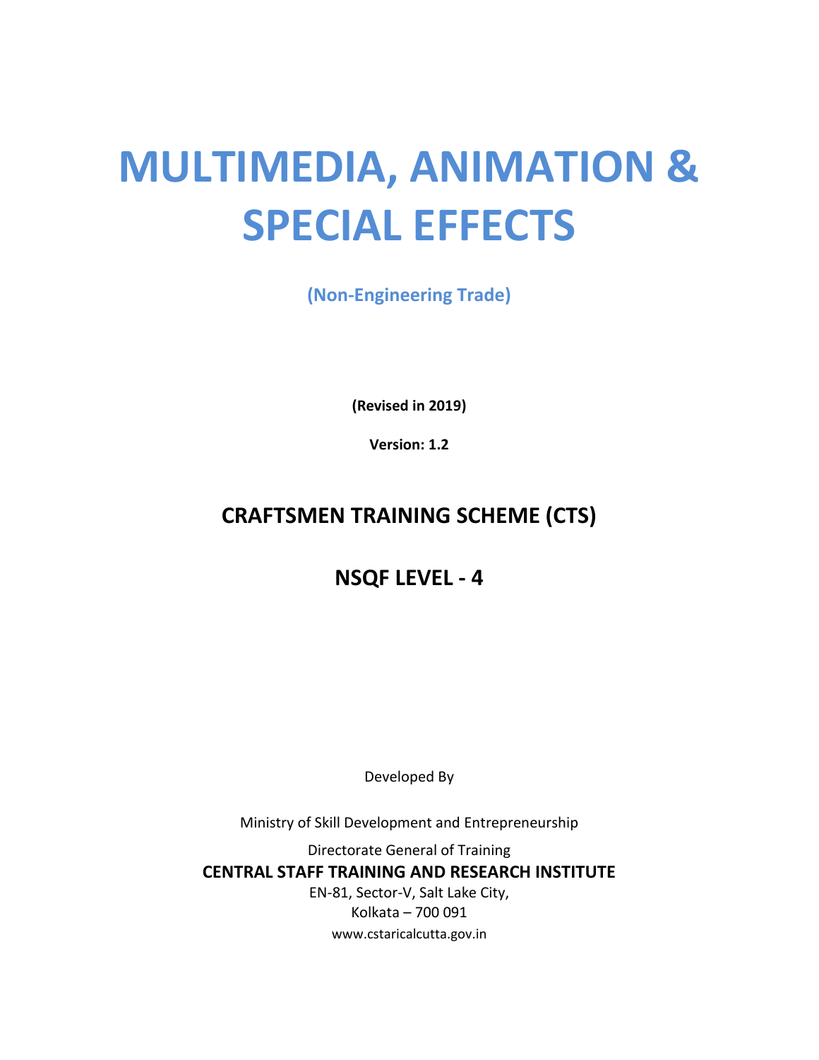# MULTIMEDIA, ANIMATION & SPECIAL EFFECTS

**(Non-Engineering Trade)**

**(Revised in 2019)**

**Version: 1.2**

## CRAFTSMEN TRAINING SCHEME (CTS)

## NSQF LEVEL - 4

Developed By

Ministry of Skill Development and Entrepreneurship

Directorate General of Training

**CENTRAL STAFF TRAINING AND RESEARCH INSTITUTE**

EN-81, Sector-V, Salt Lake City,

Kolkata – 700 091

www.cstaricalcutta.gov.in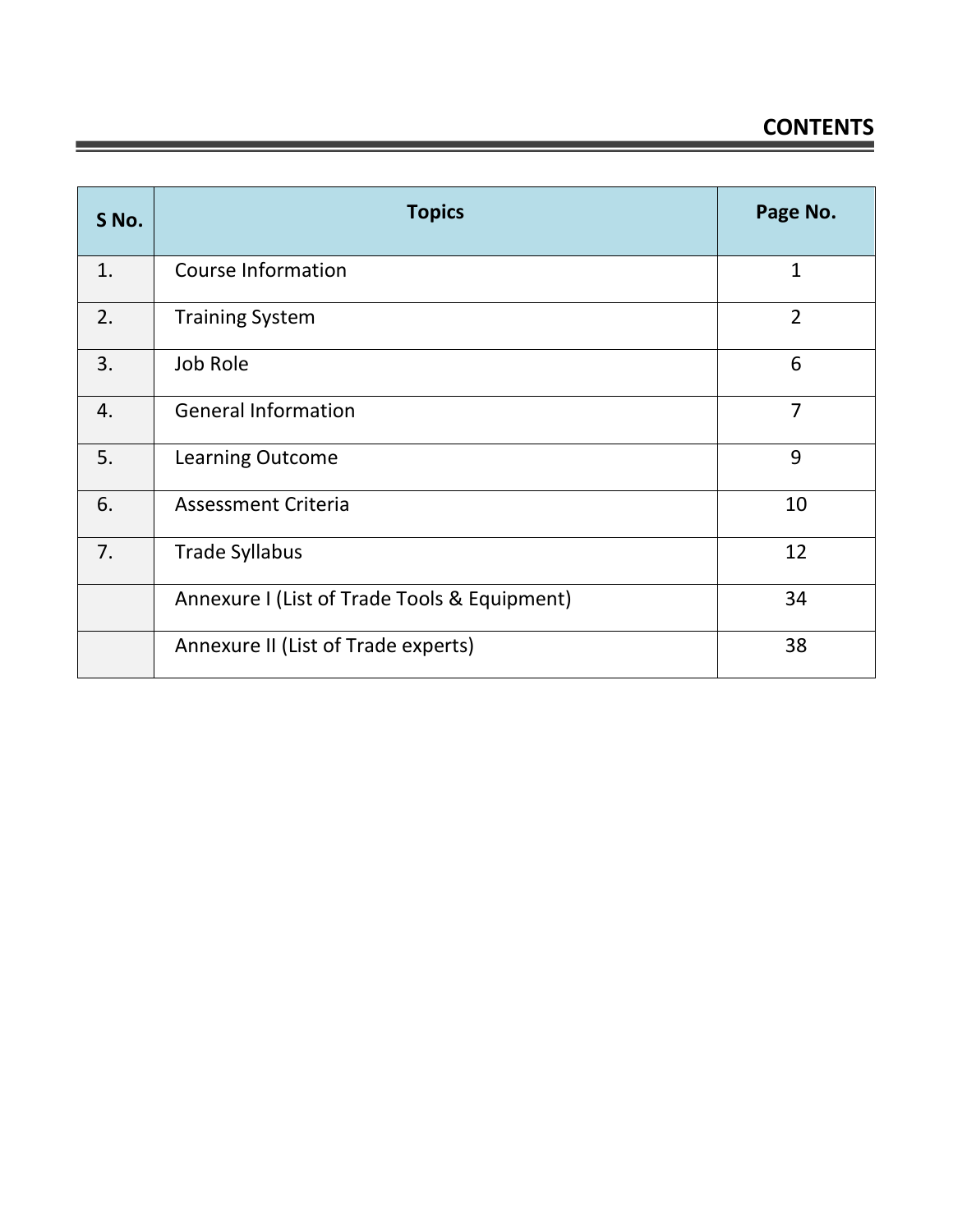# CONTENTS

| S No. | Topics | Page No. |
|---|---|---|
| 1. | Course Information | 1 |
| 2. | Training System | 2 |
| 3. | Job Role | 6 |
| 4. | General Information | 7 |
| 5. | Learning Outcome | 9 |
| 6. | Assessment Criteria | 10 |
| 7. | Trade Syllabus | 12 |
| | Annexure I (List of Trade Tools & Equipment) | 34 |
| | Annexure II (List of Trade experts) | 38 |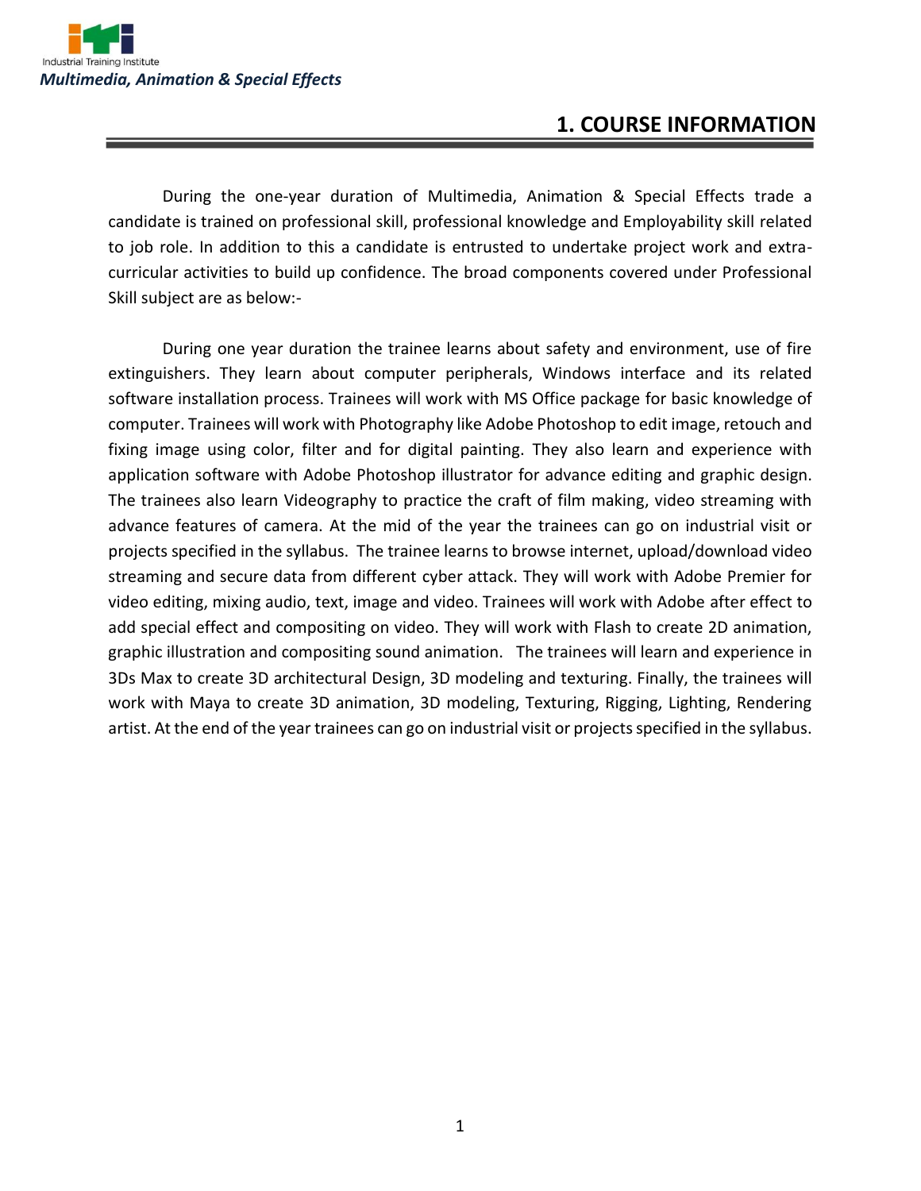# 1. COURSE INFORMATION

During the one-year duration of Multimedia, Animation & Special Effects trade a candidate is trained on professional skill, professional knowledge and Employability skill related to job role. In addition to this a candidate is entrusted to undertake project work and extra-curricular activities to build up confidence. The broad components covered under Professional Skill subject are as below:-

During one year duration the trainee learns about safety and environment, use of fire extinguishers. They learn about computer peripherals, Windows interface and its related software installation process. Trainees will work with MS Office package for basic knowledge of computer. Trainees will work with Photography like Adobe Photoshop to edit image, retouch and fixing image using color, filter and for digital painting. They also learn and experience with application software with Adobe Photoshop illustrator for advance editing and graphic design. The trainees also learn Videography to practice the craft of film making, video streaming with advance features of camera. At the mid of the year the trainees can go on industrial visit or projects specified in the syllabus. The trainee learns to browse internet, upload/download video streaming and secure data from different cyber attack. They will work with Adobe Premier for video editing, mixing audio, text, image and video. Trainees will work with Adobe after effect to add special effect and compositing on video. They will work with Flash to create 2D animation, graphic illustration and compositing sound animation. The trainees will learn and experience in 3Ds Max to create 3D architectural Design, 3D modeling and texturing. Finally, the trainees will work with Maya to create 3D animation, 3D modeling, Texturing, Rigging, Lighting, Rendering artist. At the end of the year trainees can go on industrial visit or projects specified in the syllabus.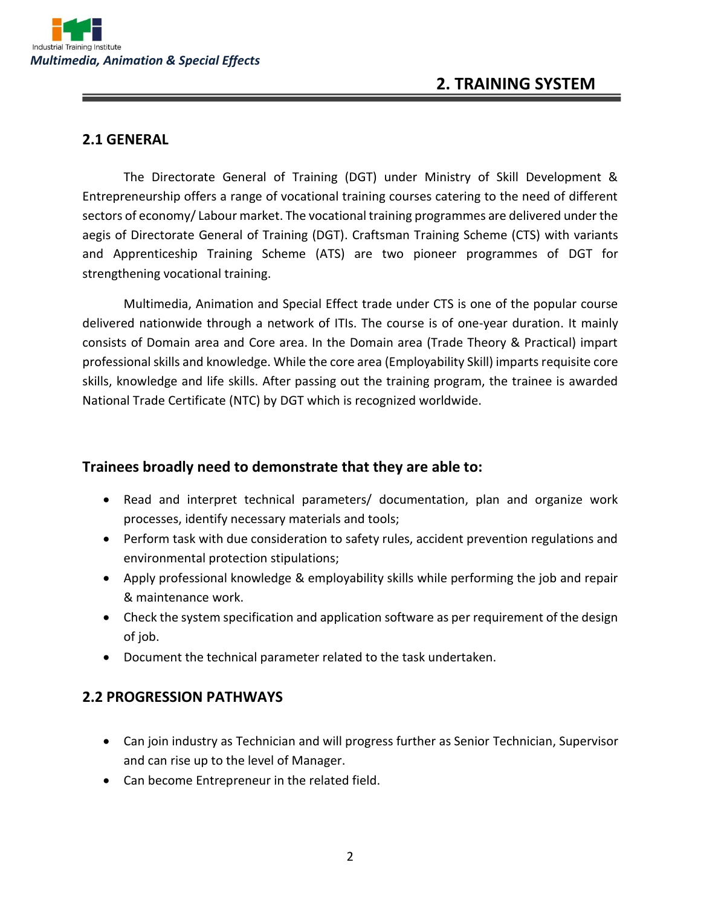# 2. TRAINING SYSTEM

## 2.1 GENERAL

The Directorate General of Training (DGT) under Ministry of Skill Development & Entrepreneurship offers a range of vocational training courses catering to the need of different sectors of economy/ Labour market. The vocational training programmes are delivered under the aegis of Directorate General of Training (DGT). Craftsman Training Scheme (CTS) with variants and Apprenticeship Training Scheme (ATS) are two pioneer programmes of DGT for strengthening vocational training.

Multimedia, Animation and Special Effect trade under CTS is one of the popular course delivered nationwide through a network of ITIs. The course is of one-year duration. It mainly consists of Domain area and Core area. In the Domain area (Trade Theory & Practical) impart professional skills and knowledge. While the core area (Employability Skill) imparts requisite core skills, knowledge and life skills. After passing out the training program, the trainee is awarded National Trade Certificate (NTC) by DGT which is recognized worldwide.

### Trainees broadly need to demonstrate that they are able to:

- Read and interpret technical parameters/ documentation, plan and organize work processes, identify necessary materials and tools;
- Perform task with due consideration to safety rules, accident prevention regulations and environmental protection stipulations;
- Apply professional knowledge & employability skills while performing the job and repair & maintenance work.
- Check the system specification and application software as per requirement of the design of job.
- Document the technical parameter related to the task undertaken.

## 2.2 PROGRESSION PATHWAYS

- Can join industry as Technician and will progress further as Senior Technician, Supervisor and can rise up to the level of Manager.
- Can become Entrepreneur in the related field.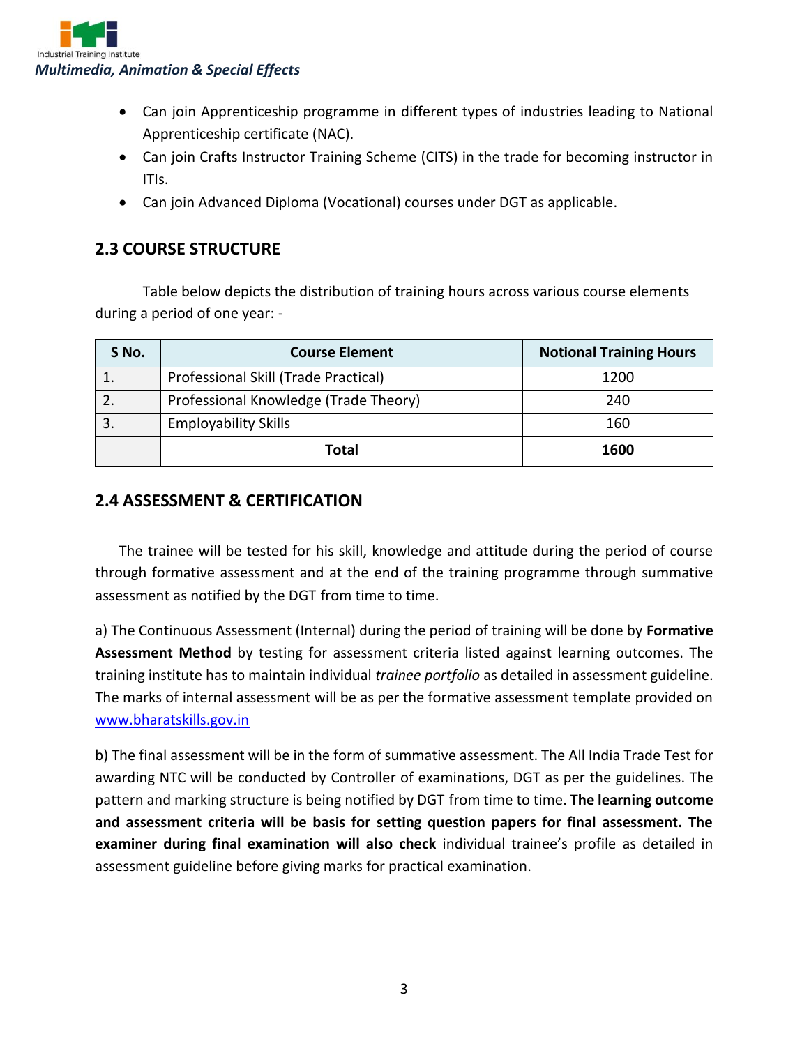- Can join Apprenticeship programme in different types of industries leading to National Apprenticeship certificate (NAC).
- Can join Crafts Instructor Training Scheme (CITS) in the trade for becoming instructor in ITIs.
- Can join Advanced Diploma (Vocational) courses under DGT as applicable.

## 2.3 COURSE STRUCTURE

Table below depicts the distribution of training hours across various course elements during a period of one year: -

| S No. | Course Element | Notional Training Hours |
|---|---|---|
| 1. | Professional Skill (Trade Practical) | 1200 |
| 2. | Professional Knowledge (Trade Theory) | 240 |
| 3. | Employability Skills | 160 |
| | **Total** | **1600** |

## 2.4 ASSESSMENT & CERTIFICATION

The trainee will be tested for his skill, knowledge and attitude during the period of course through formative assessment and at the end of the training programme through summative assessment as notified by the DGT from time to time.

a) The Continuous Assessment (Internal) during the period of training will be done by **Formative Assessment Method** by testing for assessment criteria listed against learning outcomes. The training institute has to maintain individual *trainee portfolio* as detailed in assessment guideline. The marks of internal assessment will be as per the formative assessment template provided on [www.bharatskills.gov.in](www.bharatskills.gov.in)

b) The final assessment will be in the form of summative assessment. The All India Trade Test for awarding NTC will be conducted by Controller of examinations, DGT as per the guidelines. The pattern and marking structure is being notified by DGT from time to time. **The learning outcome and assessment criteria will be basis for setting question papers for final assessment. The examiner during final examination will also check** individual trainee's profile as detailed in assessment guideline before giving marks for practical examination.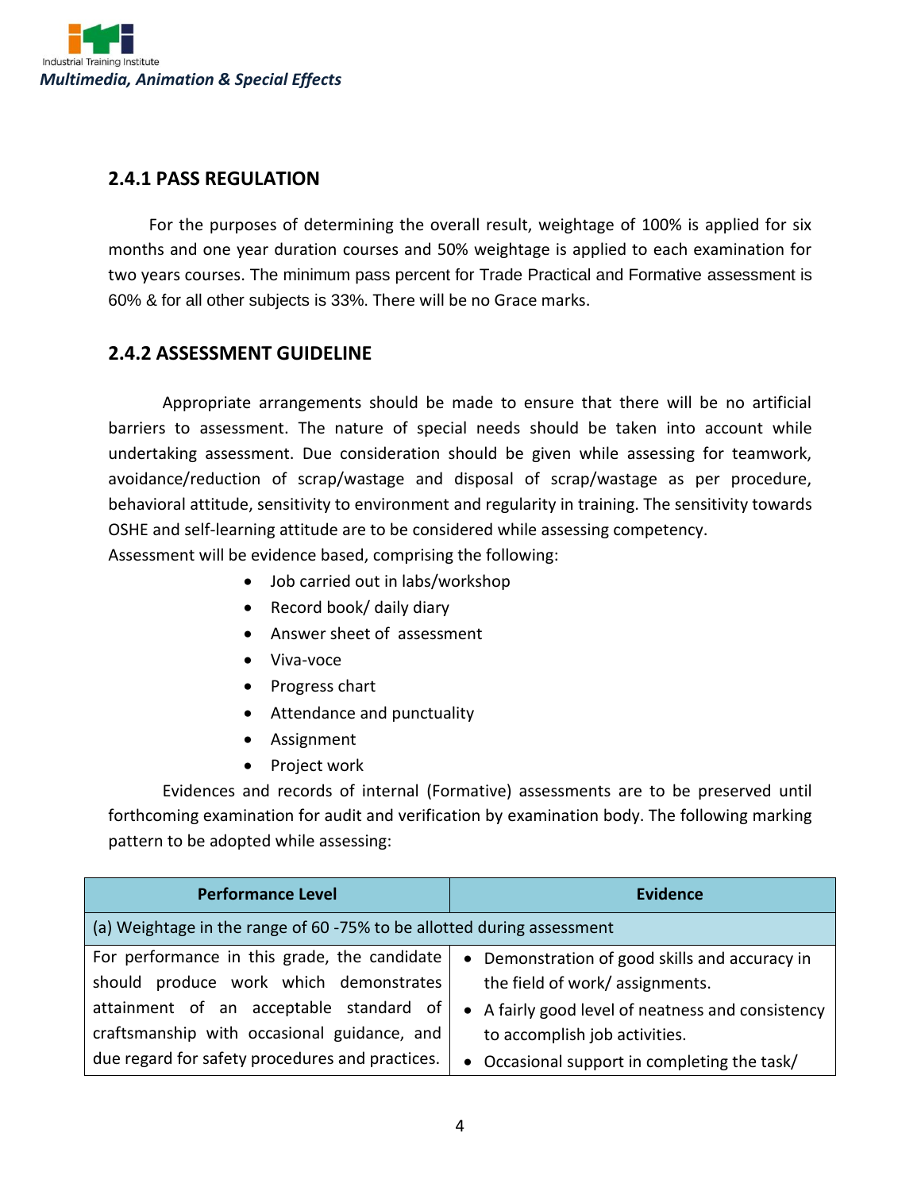### 2.4.1 PASS REGULATION

For the purposes of determining the overall result, weightage of 100% is applied for six months and one year duration courses and 50% weightage is applied to each examination for two years courses. The minimum pass percent for Trade Practical and Formative assessment is 60% & for all other subjects is 33%. There will be no Grace marks.

### 2.4.2 ASSESSMENT GUIDELINE

Appropriate arrangements should be made to ensure that there will be no artificial barriers to assessment. The nature of special needs should be taken into account while undertaking assessment. Due consideration should be given while assessing for teamwork, avoidance/reduction of scrap/wastage and disposal of scrap/wastage as per procedure, behavioral attitude, sensitivity to environment and regularity in training. The sensitivity towards OSHE and self-learning attitude are to be considered while assessing competency.

Assessment will be evidence based, comprising the following:

- Job carried out in labs/workshop
- Record book/ daily diary
- Answer sheet of assessment
- Viva-voce
- Progress chart
- Attendance and punctuality
- Assignment
- Project work

Evidences and records of internal (Formative) assessments are to be preserved until forthcoming examination for audit and verification by examination body. The following marking pattern to be adopted while assessing:

| Performance Level | Evidence |
|---|---|
| (a) Weightage in the range of 60 -75% to be allotted during assessment | |
| For performance in this grade, the candidate should produce work which demonstrates attainment of an acceptable standard of craftsmanship with occasional guidance, and due regard for safety procedures and practices. | • Demonstration of good skills and accuracy in the field of work/ assignments.<br>• A fairly good level of neatness and consistency to accomplish job activities.<br>• Occasional support in completing the task/ |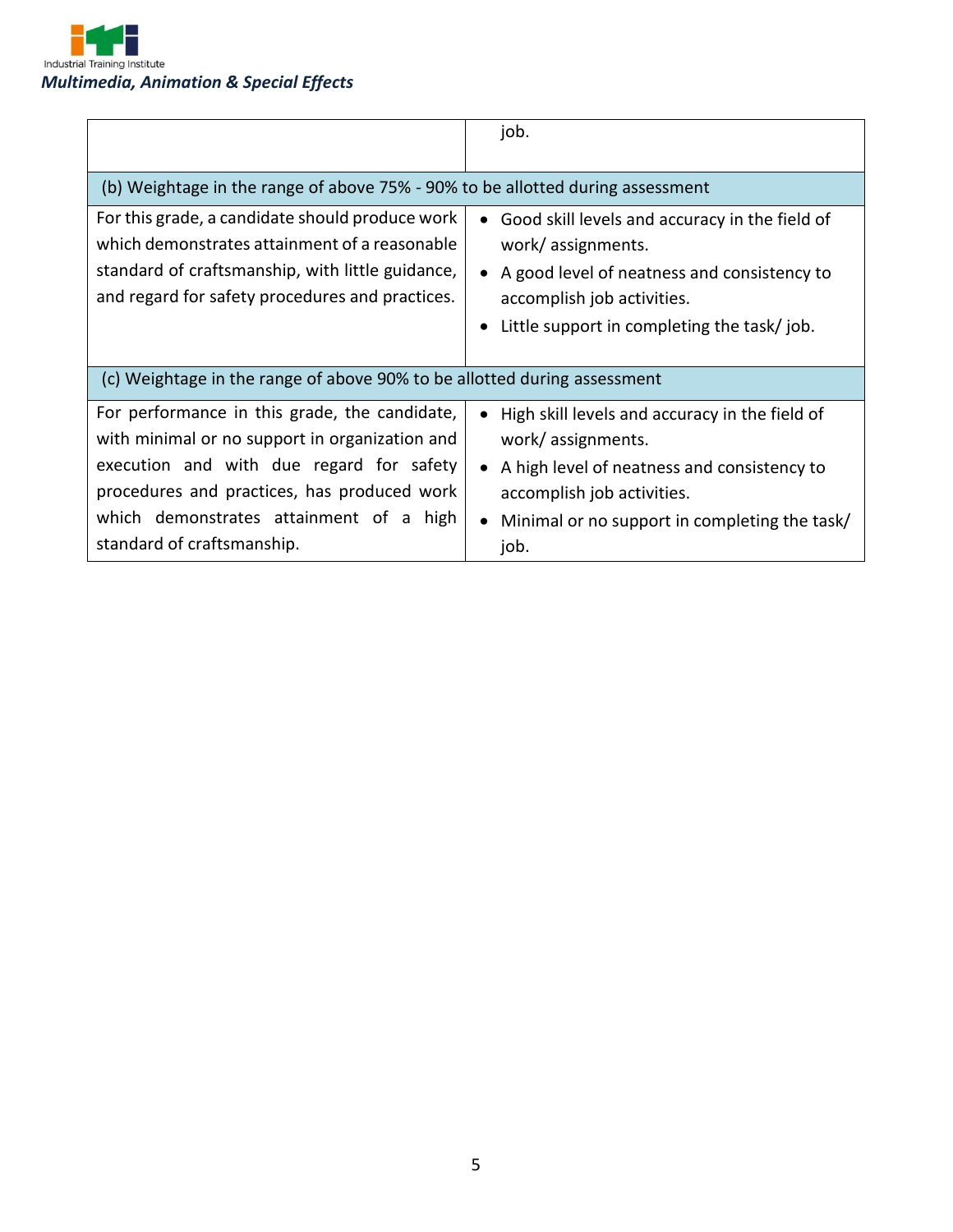| | |
|---|---|
| | job. |
| (b) Weightage in the range of above 75% - 90% to be allotted during assessment | |
| For this grade, a candidate should produce work which demonstrates attainment of a reasonable standard of craftsmanship, with little guidance, and regard for safety procedures and practices. | • Good skill levels and accuracy in the field of work/ assignments.<br>• A good level of neatness and consistency to accomplish job activities.<br>• Little support in completing the task/ job. |
| (c) Weightage in the range of above 90% to be allotted during assessment | |
| For performance in this grade, the candidate, with minimal or no support in organization and execution and with due regard for safety procedures and practices, has produced work which demonstrates attainment of a high standard of craftsmanship. | • High skill levels and accuracy in the field of work/ assignments.<br>• A high level of neatness and consistency to accomplish job activities.<br>• Minimal or no support in completing the task/ job. |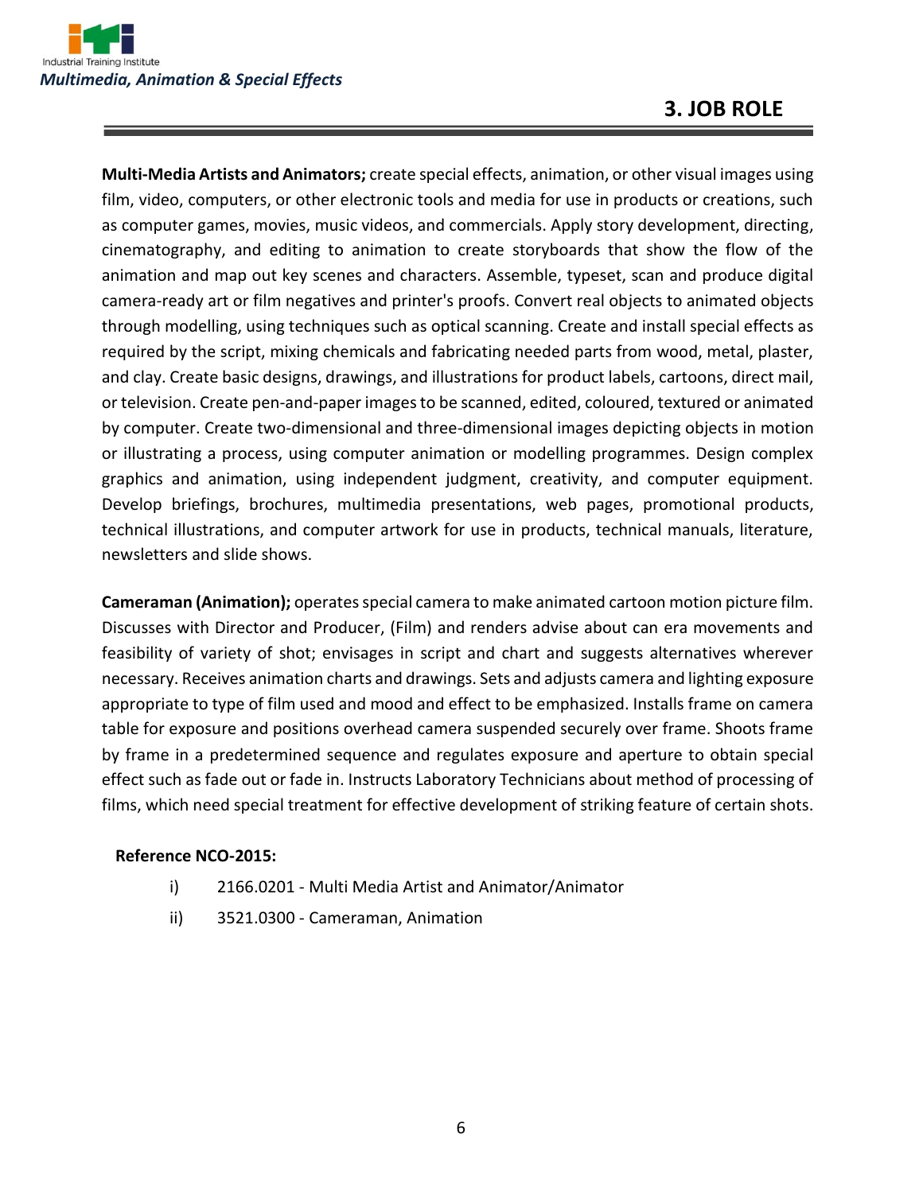## 3. JOB ROLE

**Multi-Media Artists and Animators;** create special effects, animation, or other visual images using film, video, computers, or other electronic tools and media for use in products or creations, such as computer games, movies, music videos, and commercials. Apply story development, directing, cinematography, and editing to animation to create storyboards that show the flow of the animation and map out key scenes and characters. Assemble, typeset, scan and produce digital camera-ready art or film negatives and printer's proofs. Convert real objects to animated objects through modelling, using techniques such as optical scanning. Create and install special effects as required by the script, mixing chemicals and fabricating needed parts from wood, metal, plaster, and clay. Create basic designs, drawings, and illustrations for product labels, cartoons, direct mail, or television. Create pen-and-paper images to be scanned, edited, coloured, textured or animated by computer. Create two-dimensional and three-dimensional images depicting objects in motion or illustrating a process, using computer animation or modelling programmes. Design complex graphics and animation, using independent judgment, creativity, and computer equipment. Develop briefings, brochures, multimedia presentations, web pages, promotional products, technical illustrations, and computer artwork for use in products, technical manuals, literature, newsletters and slide shows.

**Cameraman (Animation);** operates special camera to make animated cartoon motion picture film. Discusses with Director and Producer, (Film) and renders advise about can era movements and feasibility of variety of shot; envisages in script and chart and suggests alternatives wherever necessary. Receives animation charts and drawings. Sets and adjusts camera and lighting exposure appropriate to type of film used and mood and effect to be emphasized. Installs frame on camera table for exposure and positions overhead camera suspended securely over frame. Shoots frame by frame in a predetermined sequence and regulates exposure and aperture to obtain special effect such as fade out or fade in. Instructs Laboratory Technicians about method of processing of films, which need special treatment for effective development of striking feature of certain shots.

**Reference NCO-2015:**

i) 2166.0201 - Multi Media Artist and Animator/Animator

ii) 3521.0300 - Cameraman, Animation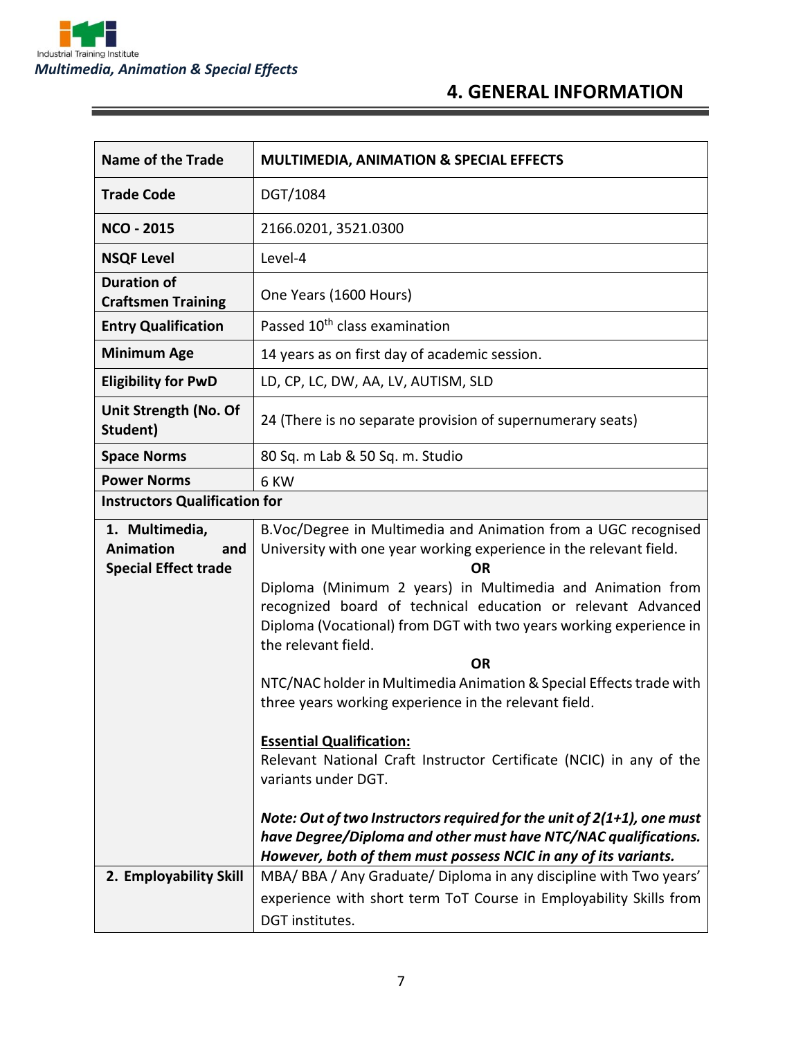# 4. GENERAL INFORMATION

| Name of the Trade | MULTIMEDIA, ANIMATION & SPECIAL EFFECTS |
|---|---|
| Trade Code | DGT/1084 |
| NCO - 2015 | 2166.0201, 3521.0300 |
| NSQF Level | Level-4 |
| Duration of Craftsmen Training | One Years (1600 Hours) |
| Entry Qualification | Passed 10th class examination |
| Minimum Age | 14 years as on first day of academic session. |
| Eligibility for PwD | LD, CP, LC, DW, AA, LV, AUTISM, SLD |
| Unit Strength (No. Of Student) | 24 (There is no separate provision of supernumerary seats) |
| Space Norms | 80 Sq. m Lab & 50 Sq. m. Studio |
| Power Norms | 6 KW |
| **Instructors Qualification for** | |
| 1. Multimedia, Animation and Special Effect trade | B.Voc/Degree in Multimedia and Animation from a UGC recognised University with one year working experience in the relevant field.<br>**OR**<br>Diploma (Minimum 2 years) in Multimedia and Animation from recognized board of technical education or relevant Advanced Diploma (Vocational) from DGT with two years working experience in the relevant field.<br>**OR**<br>NTC/NAC holder in Multimedia Animation & Special Effects trade with three years working experience in the relevant field.<br><br>**Essential Qualification:**<br>Relevant National Craft Instructor Certificate (NCIC) in any of the variants under DGT.<br><br>***Note: Out of two Instructors required for the unit of 2(1+1), one must have Degree/Diploma and other must have NTC/NAC qualifications. However, both of them must possess NCIC in any of its variants.*** |
| 2. Employability Skill | MBA/ BBA / Any Graduate/ Diploma in any discipline with Two years' experience with short term ToT Course in Employability Skills from DGT institutes. |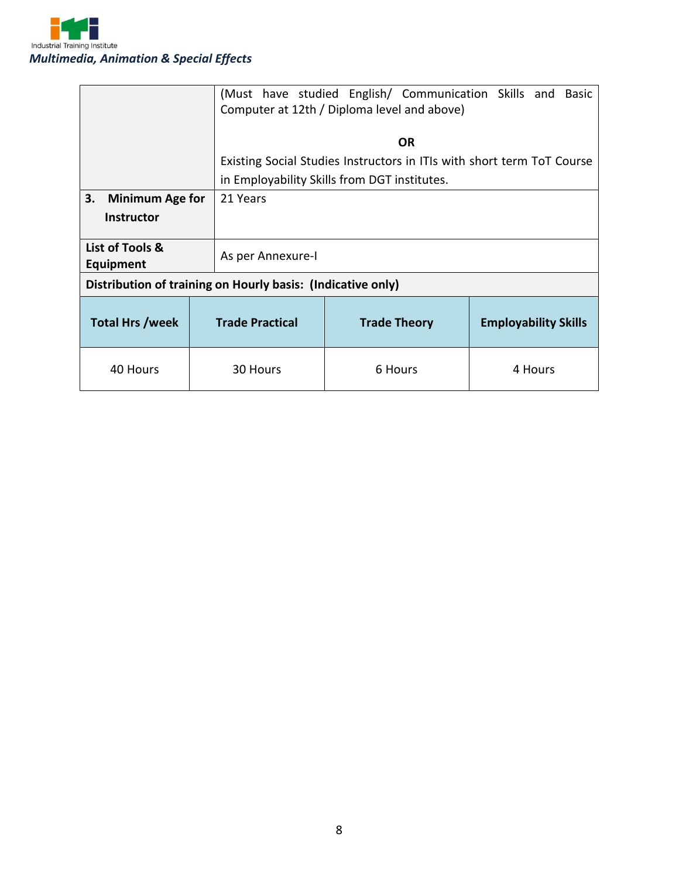| | |
|---|---|
| | (Must have studied English/ Communication Skills and Basic Computer at 12th / Diploma level and above)<br><br>**OR**<br><br>Existing Social Studies Instructors in ITIs with short term ToT Course in Employability Skills from DGT institutes. |
| **3. Minimum Age for Instructor** | 21 Years |
| **List of Tools & Equipment** | As per Annexure-I |

**Distribution of training on Hourly basis: (Indicative only)**

| Total Hrs /week | Trade Practical | Trade Theory | Employability Skills |
|---|---|---|---|
| 40 Hours | 30 Hours | 6 Hours | 4 Hours |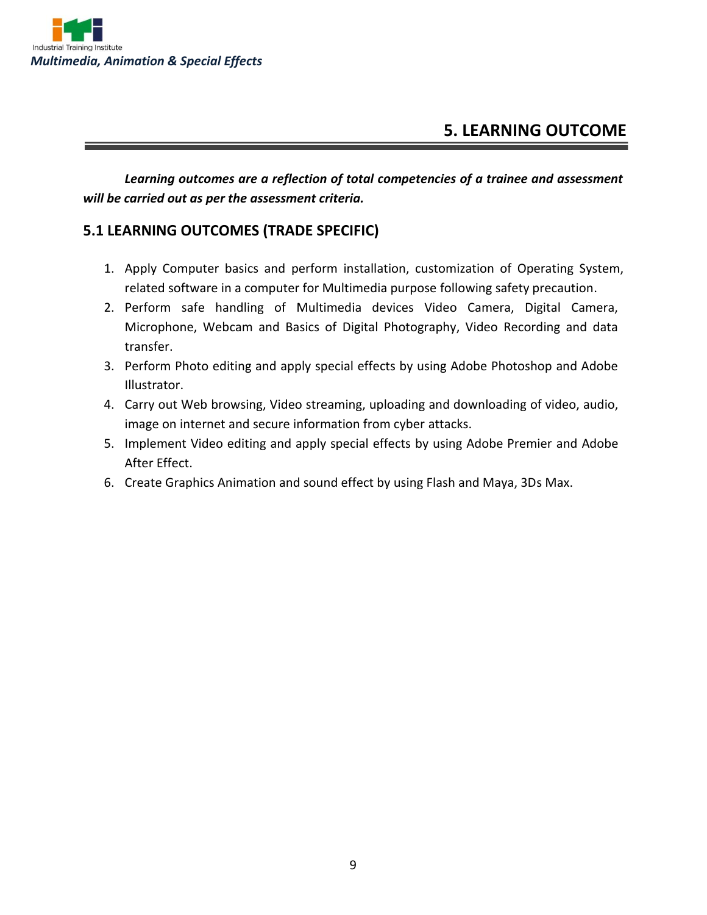## 5. LEARNING OUTCOME

***Learning outcomes are a reflection of total competencies of a trainee and assessment will be carried out as per the assessment criteria.***

### 5.1 LEARNING OUTCOMES (TRADE SPECIFIC)

1. Apply Computer basics and perform installation, customization of Operating System, related software in a computer for Multimedia purpose following safety precaution.
2. Perform safe handling of Multimedia devices Video Camera, Digital Camera, Microphone, Webcam and Basics of Digital Photography, Video Recording and data transfer.
3. Perform Photo editing and apply special effects by using Adobe Photoshop and Adobe Illustrator.
4. Carry out Web browsing, Video streaming, uploading and downloading of video, audio, image on internet and secure information from cyber attacks.
5. Implement Video editing and apply special effects by using Adobe Premier and Adobe After Effect.
6. Create Graphics Animation and sound effect by using Flash and Maya, 3Ds Max.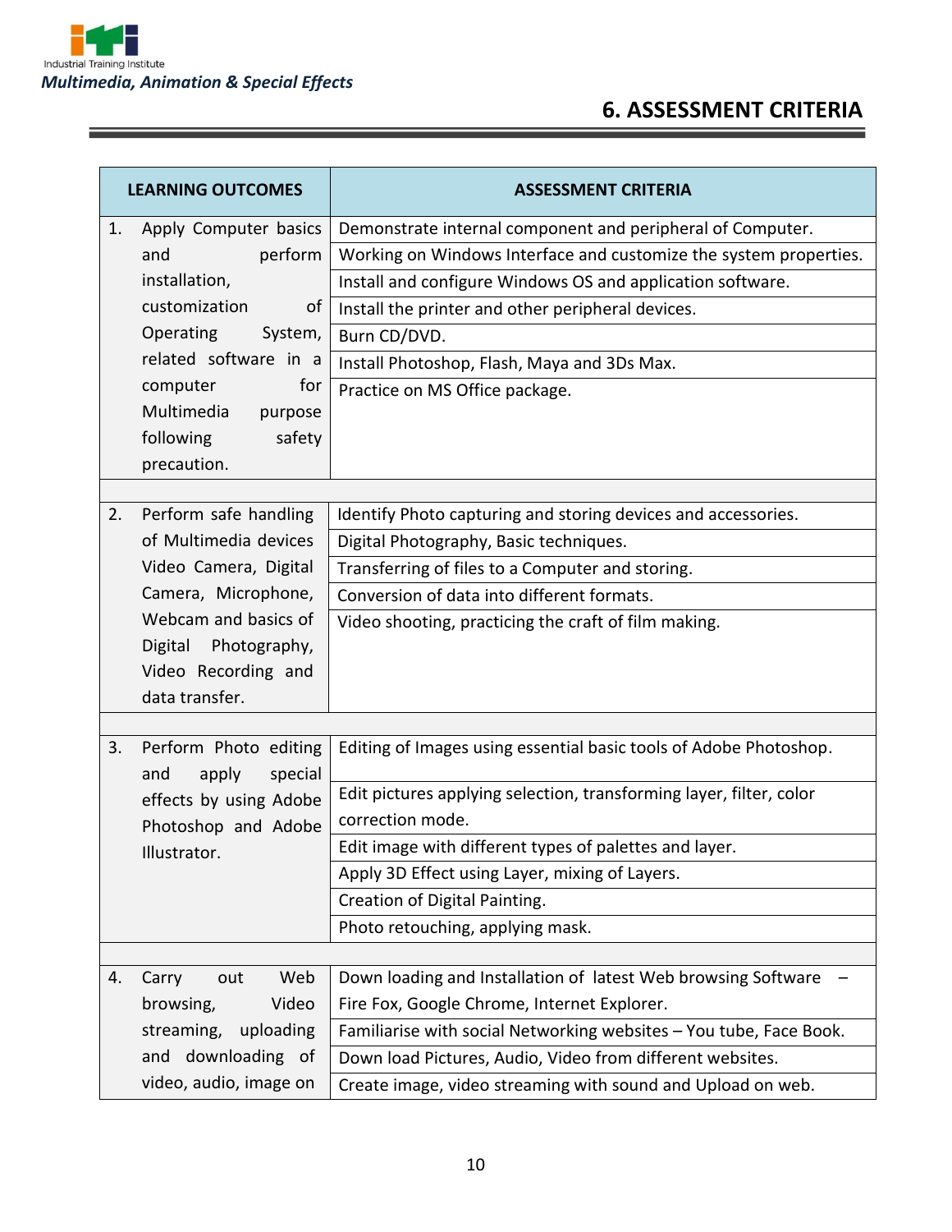# 6. ASSESSMENT CRITERIA

| LEARNING OUTCOMES | ASSESSMENT CRITERIA |
|---|---|
| 1. Apply Computer basics and perform installation, customization of Operating System, related software in a computer for Multimedia purpose following safety precaution. | Demonstrate internal component and peripheral of Computer. |
| | Working on Windows Interface and customize the system properties. |
| | Install and configure Windows OS and application software. |
| | Install the printer and other peripheral devices. |
| | Burn CD/DVD. |
| | Install Photoshop, Flash, Maya and 3Ds Max. |
| | Practice on MS Office package. |
| | |
| 2. Perform safe handling of Multimedia devices Video Camera, Digital Camera, Microphone, Webcam and basics of Digital Photography, Video Recording and data transfer. | Identify Photo capturing and storing devices and accessories. |
| | Digital Photography, Basic techniques. |
| | Transferring of files to a Computer and storing. |
| | Conversion of data into different formats. |
| | Video shooting, practicing the craft of film making. |
| | |
| 3. Perform Photo editing and apply special effects by using Adobe Photoshop and Adobe Illustrator. | Editing of Images using essential basic tools of Adobe Photoshop. |
| | Edit pictures applying selection, transforming layer, filter, color correction mode. |
| | Edit image with different types of palettes and layer. |
| | Apply 3D Effect using Layer, mixing of Layers. |
| | Creation of Digital Painting. |
| | Photo retouching, applying mask. |
| | |
| 4. Carry out Web browsing, Video streaming, uploading and downloading of video, audio, image on | Down loading and Installation of latest Web browsing Software – Fire Fox, Google Chrome, Internet Explorer. |
| | Familiarise with social Networking websites – You tube, Face Book. |
| | Down load Pictures, Audio, Video from different websites. |
| | Create image, video streaming with sound and Upload on web. |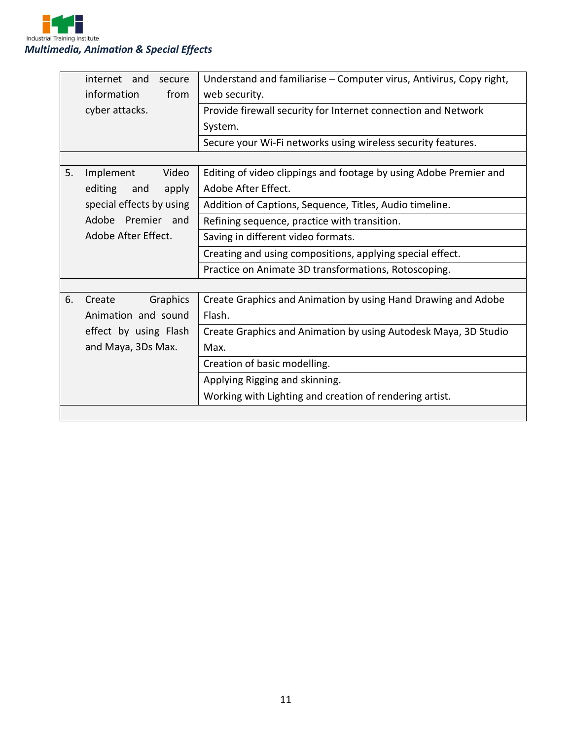| | | |
|---|---|---|
| | internet and secure information from cyber attacks. | Understand and familiarise – Computer virus, Antivirus, Copy right, web security. |
| | | Provide firewall security for Internet connection and Network System. |
| | | Secure your Wi-Fi networks using wireless security features. |
| | | |
| 5. | Implement Video editing and apply special effects by using Adobe Premier and Adobe After Effect. | Editing of video clippings and footage by using Adobe Premier and Adobe After Effect. |
| | | Addition of Captions, Sequence, Titles, Audio timeline. |
| | | Refining sequence, practice with transition. |
| | | Saving in different video formats. |
| | | Creating and using compositions, applying special effect. |
| | | Practice on Animate 3D transformations, Rotoscoping. |
| | | |
| 6. | Create Graphics Animation and sound effect by using Flash and Maya, 3Ds Max. | Create Graphics and Animation by using Hand Drawing and Adobe Flash. |
| | | Create Graphics and Animation by using Autodesk Maya, 3D Studio Max. |
| | | Creation of basic modelling. |
| | | Applying Rigging and skinning. |
| | | Working with Lighting and creation of rendering artist. |
| | | |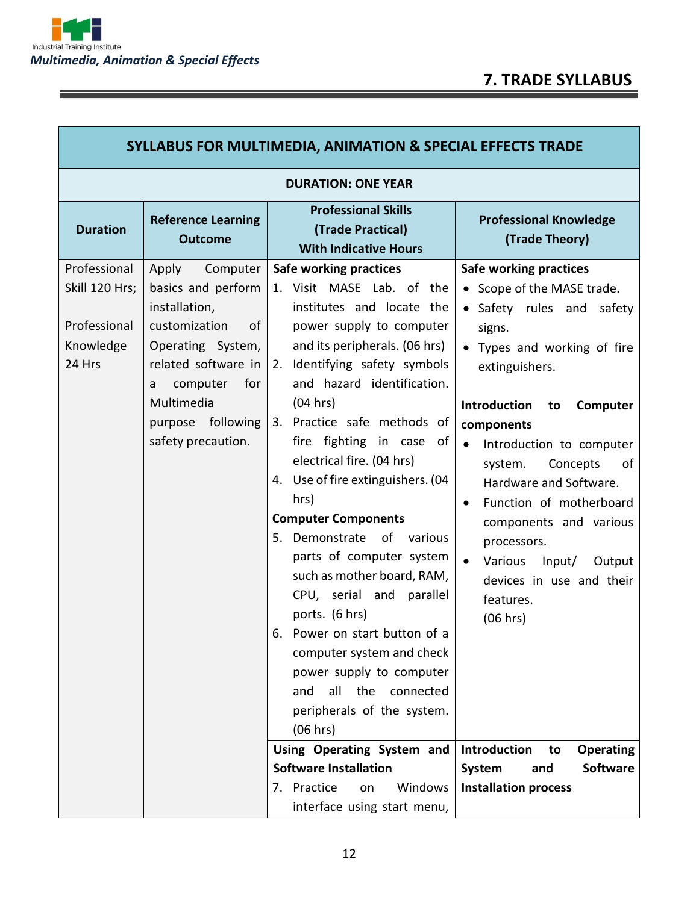## 7. TRADE SYLLABUS

| SYLLABUS FOR MULTIMEDIA, ANIMATION & SPECIAL EFFECTS TRADE | | | |
|---|---|---|---|
| **DURATION: ONE YEAR** | | | |
| **Duration** | **Reference Learning Outcome** | **Professional Skills (Trade Practical) With Indicative Hours** | **Professional Knowledge (Trade Theory)** |
| Professional Skill 120 Hrs;<br><br>Professional Knowledge 24 Hrs | Apply Computer basics and perform installation, customization of Operating System, related software in a computer for Multimedia purpose following safety precaution. | **Safe working practices**<br>1. Visit MASE Lab. of the institutes and locate the power supply to computer and its peripherals. (06 hrs)<br>2. Identifying safety symbols and hazard identification. (04 hrs)<br>3. Practice safe methods of fire fighting in case of electrical fire. (04 hrs)<br>4. Use of fire extinguishers. (04 hrs)<br>**Computer Components**<br>5. Demonstrate of various parts of computer system such as mother board, RAM, CPU, serial and parallel ports. (6 hrs)<br>6. Power on start button of a computer system and check power supply to computer and all the connected peripherals of the system. (06 hrs) | **Safe working practices**<br>• Scope of the MASE trade.<br>• Safety rules and safety signs.<br>• Types and working of fire extinguishers.<br><br>**Introduction to Computer components**<br>• Introduction to computer system. Concepts of Hardware and Software.<br>• Function of motherboard components and various processors.<br>• Various Input/ Output devices in use and their features.<br>(06 hrs) |
| | | **Using Operating System and Software Installation**<br>7. Practice on Windows interface using start menu, | **Introduction to Operating System and Software Installation process** |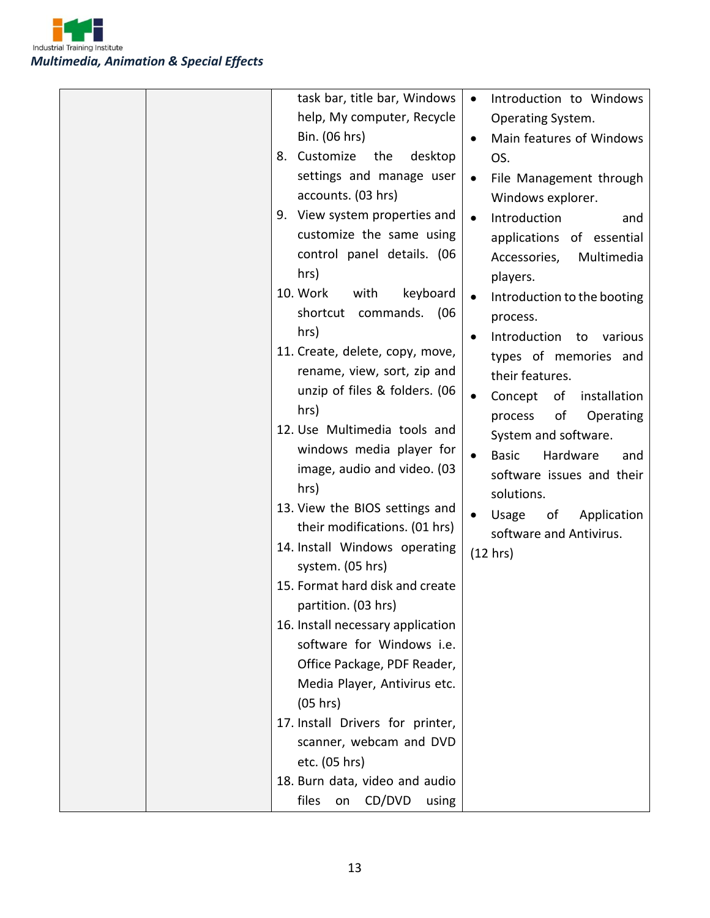| | | task bar, title bar, Windows help, My computer, Recycle Bin. (06 hrs)<br>8. Customize the desktop settings and manage user accounts. (03 hrs)<br>9. View system properties and customize the same using control panel details. (06 hrs)<br>10. Work with keyboard shortcut commands. (06 hrs)<br>11. Create, delete, copy, move, rename, view, sort, zip and unzip of files & folders. (06 hrs)<br>12. Use Multimedia tools and windows media player for image, audio and video. (03 hrs)<br>13. View the BIOS settings and their modifications. (01 hrs)<br>14. Install Windows operating system. (05 hrs)<br>15. Format hard disk and create partition. (03 hrs)<br>16. Install necessary application software for Windows i.e. Office Package, PDF Reader, Media Player, Antivirus etc. (05 hrs)<br>17. Install Drivers for printer, scanner, webcam and DVD etc. (05 hrs)<br>18. Burn data, video and audio files on CD/DVD using | • Introduction to Windows Operating System.<br>• Main features of Windows OS.<br>• File Management through Windows explorer.<br>• Introduction and applications of essential Accessories, Multimedia players.<br>• Introduction to the booting process.<br>• Introduction to various types of memories and their features.<br>• Concept of installation process of Operating System and software.<br>• Basic Hardware and software issues and their solutions.<br>• Usage of Application software and Antivirus.<br>(12 hrs) |
|---|---|---|---|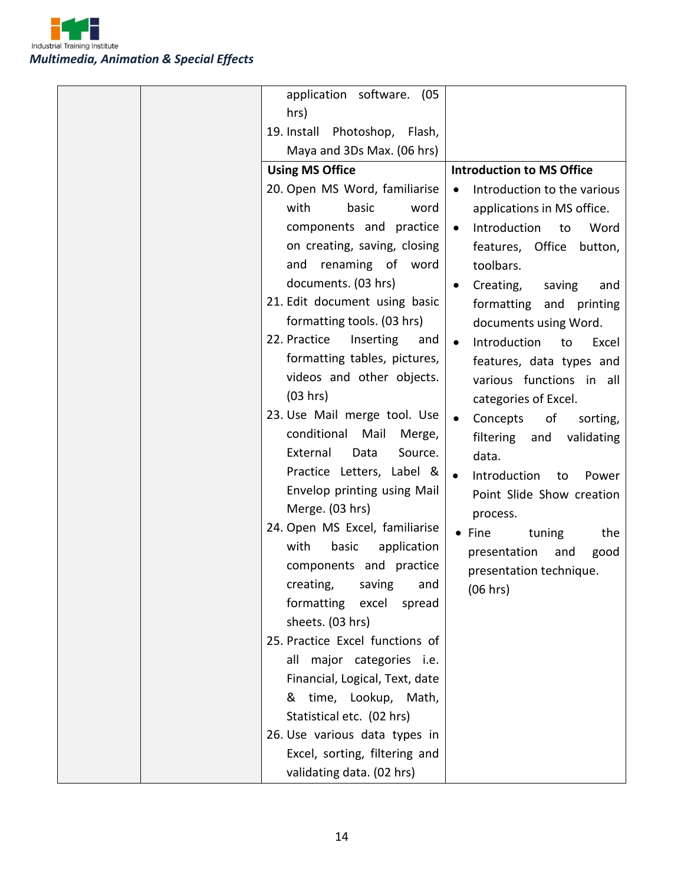| | | | |
|---|---|---|---|
| | | application software. (05 hrs)<br>19. Install Photoshop, Flash, Maya and 3Ds Max. (06 hrs) | |
| | | **Using MS Office**<br>20. Open MS Word, familiarise with basic word components and practice on creating, saving, closing and renaming of word documents. (03 hrs)<br>21. Edit document using basic formatting tools. (03 hrs)<br>22. Practice Inserting and formatting tables, pictures, videos and other objects. (03 hrs)<br>23. Use Mail merge tool. Use conditional Mail Merge, External Data Source. Practice Letters, Label & Envelop printing using Mail Merge. (03 hrs)<br>24. Open MS Excel, familiarise with basic application components and practice creating, saving and formatting excel spread sheets. (03 hrs)<br>25. Practice Excel functions of all major categories i.e. Financial, Logical, Text, date & time, Lookup, Math, Statistical etc. (02 hrs)<br>26. Use various data types in Excel, sorting, filtering and validating data. (02 hrs) | **Introduction to MS Office**<br>• Introduction to the various applications in MS office.<br>• Introduction to Word features, Office button, toolbars.<br>• Creating, saving and formatting and printing documents using Word.<br>• Introduction to Excel features, data types and various functions in all categories of Excel.<br>• Concepts of sorting, filtering and validating data.<br>• Introduction to Power Point Slide Show creation process.<br>• Fine tuning the presentation and good presentation technique.<br>(06 hrs) |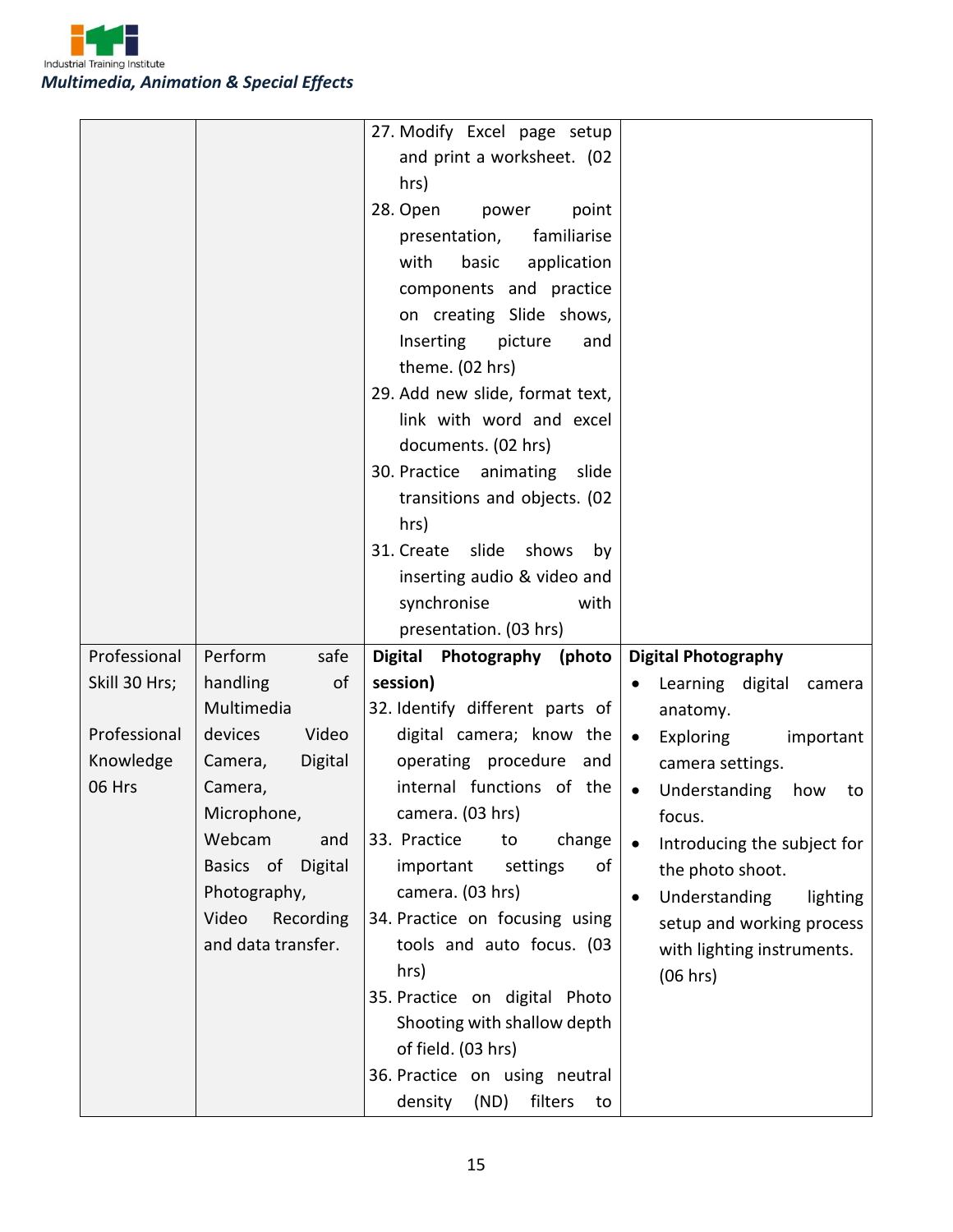| | | | |
|---|---|---|---|
| | | 27. Modify Excel page setup and print a worksheet. (02 hrs)<br>28. Open power point presentation, familiarise with basic application components and practice on creating Slide shows, Inserting picture and theme. (02 hrs)<br>29. Add new slide, format text, link with word and excel documents. (02 hrs)<br>30. Practice animating slide transitions and objects. (02 hrs)<br>31. Create slide shows by inserting audio & video and synchronise with presentation. (03 hrs) | |
| Professional Skill 30 Hrs;<br><br>Professional Knowledge 06 Hrs | Perform safe handling of Multimedia devices Video Camera, Digital Camera, Microphone, Webcam and Basics of Digital Photography, Video Recording and data transfer. | **Digital Photography (photo session)**<br>32. Identify different parts of digital camera; know the operating procedure and internal functions of the camera. (03 hrs)<br>33. Practice to change important settings of camera. (03 hrs)<br>34. Practice on focusing using tools and auto focus. (03 hrs)<br>35. Practice on digital Photo Shooting with shallow depth of field. (03 hrs)<br>36. Practice on using neutral density (ND) filters to | **Digital Photography**<br>• Learning digital camera anatomy.<br>• Exploring important camera settings.<br>• Understanding how to focus.<br>• Introducing the subject for the photo shoot.<br>• Understanding lighting setup and working process with lighting instruments. (06 hrs) |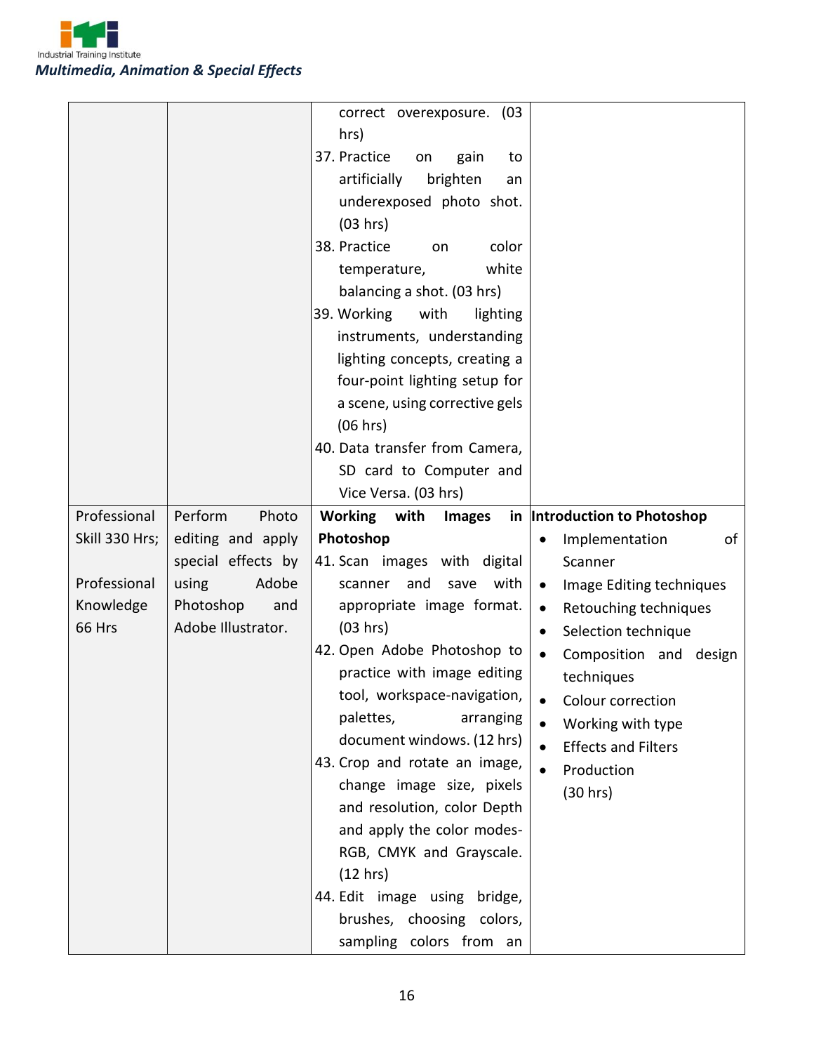| | | | |
|---|---|---|---|
| | | correct overexposure. (03 hrs)<br>37. Practice on gain to artificially brighten an underexposed photo shot. (03 hrs)<br>38. Practice on color temperature, white balancing a shot. (03 hrs)<br>39. Working with lighting instruments, understanding lighting concepts, creating a four-point lighting setup for a scene, using corrective gels (06 hrs)<br>40. Data transfer from Camera, SD card to Computer and Vice Versa. (03 hrs) | |
| Professional Skill 330 Hrs;<br><br>Professional Knowledge 66 Hrs | Perform Photo editing and apply special effects by using Adobe Photoshop and Adobe Illustrator. | **Working with Images in Photoshop**<br>41. Scan images with digital scanner and save with appropriate image format. (03 hrs)<br>42. Open Adobe Photoshop to practice with image editing tool, workspace-navigation, palettes, arranging document windows. (12 hrs)<br>43. Crop and rotate an image, change image size, pixels and resolution, color Depth and apply the color modes- RGB, CMYK and Grayscale. (12 hrs)<br>44. Edit image using bridge, brushes, choosing colors, sampling colors from an | **Introduction to Photoshop**<br>• Implementation of Scanner<br>• Image Editing techniques<br>• Retouching techniques<br>• Selection technique<br>• Composition and design techniques<br>• Colour correction<br>• Working with type<br>• Effects and Filters<br>• Production<br>(30 hrs) |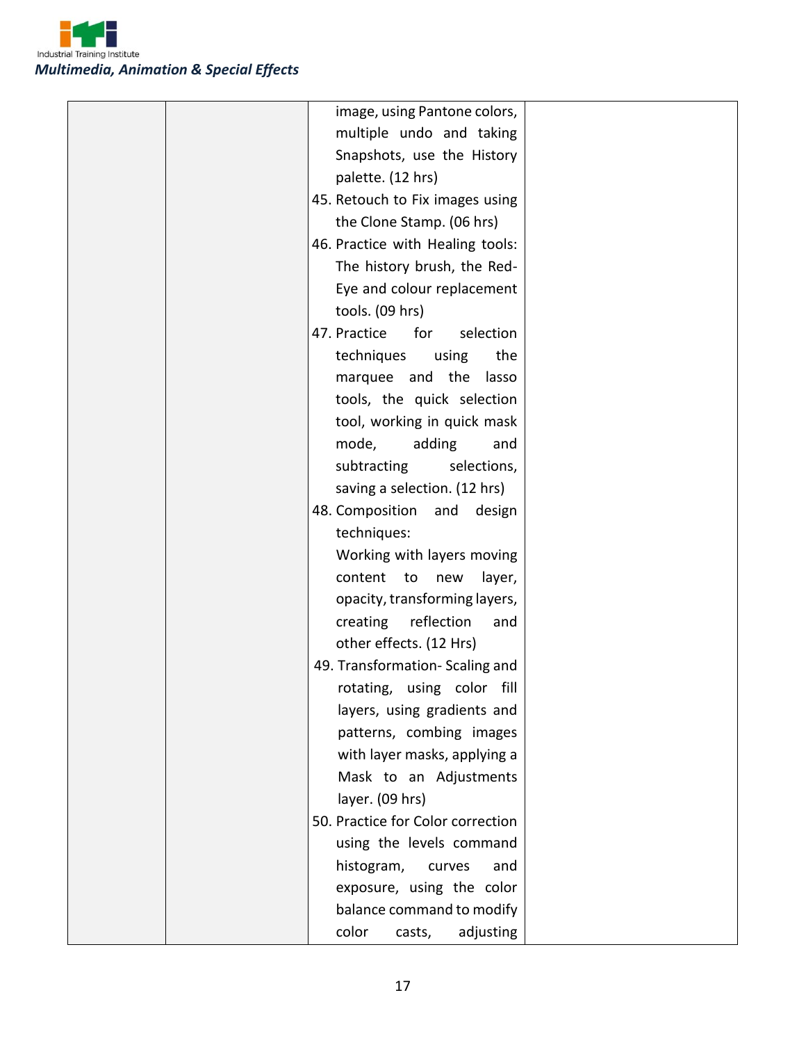| | | | |
|---|---|---|---|
| | | image, using Pantone colors, multiple undo and taking Snapshots, use the History palette. (12 hrs)<br>45. Retouch to Fix images using the Clone Stamp. (06 hrs)<br>46. Practice with Healing tools: The history brush, the Red-Eye and colour replacement tools. (09 hrs)<br>47. Practice for selection techniques using the marquee and the lasso tools, the quick selection tool, working in quick mask mode, adding and subtracting selections, saving a selection. (12 hrs)<br>48. Composition and design techniques: Working with layers moving content to new layer, opacity, transforming layers, creating reflection and other effects. (12 Hrs)<br>49. Transformation- Scaling and rotating, using color fill layers, using gradients and patterns, combing images with layer masks, applying a Mask to an Adjustments layer. (09 hrs)<br>50. Practice for Color correction using the levels command histogram, curves and exposure, using the color balance command to modify color casts, adjusting | |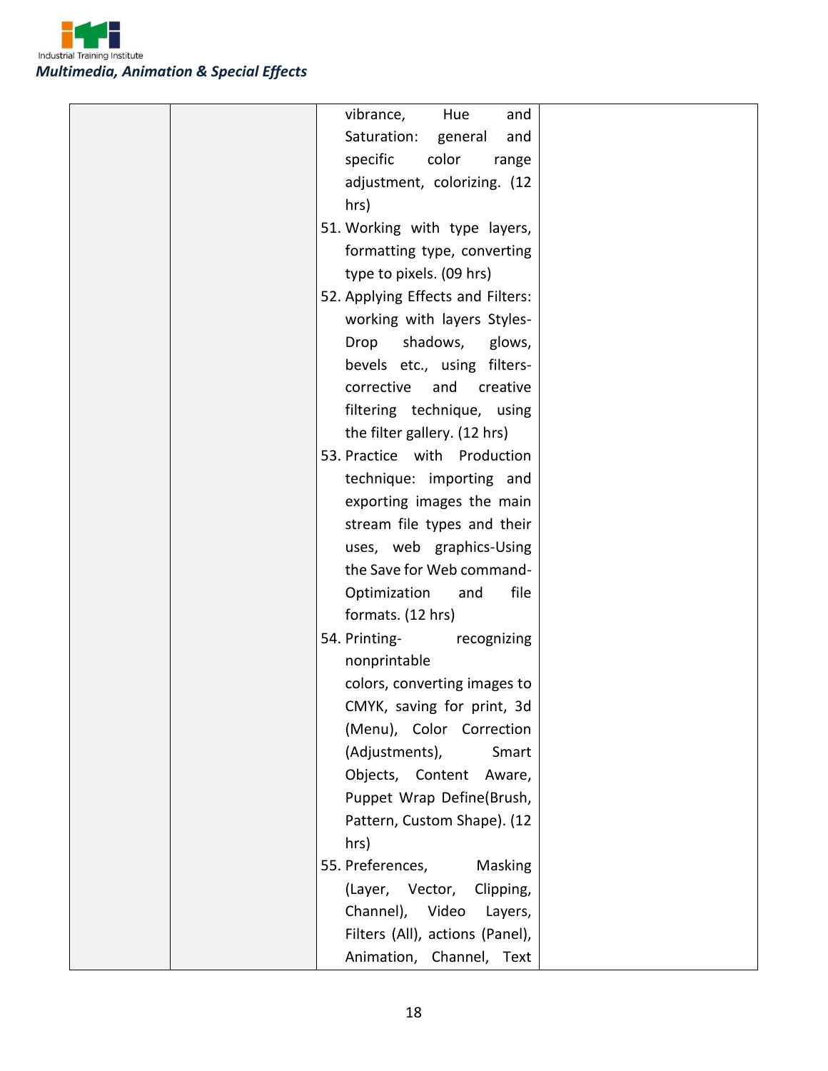| | | vibrance, Hue and Saturation: general and specific color range adjustment, colorizing. (12 hrs)<br>51. Working with type layers, formatting type, converting type to pixels. (09 hrs)<br>52. Applying Effects and Filters: working with layers Styles-Drop shadows, glows, bevels etc., using filters-corrective and creative filtering technique, using the filter gallery. (12 hrs)<br>53. Practice with Production technique: importing and exporting images the main stream file types and their uses, web graphics-Using the Save for Web command-Optimization and file formats. (12 hrs)<br>54. Printing- recognizing nonprintable colors, converting images to CMYK, saving for print, 3d (Menu), Color Correction (Adjustments), Smart Objects, Content Aware, Puppet Wrap Define(Brush, Pattern, Custom Shape). (12 hrs)<br>55. Preferences, Masking (Layer, Vector, Clipping, Channel), Video Layers, Filters (All), actions (Panel), Animation, Channel, Text | |
|---|---|---|---|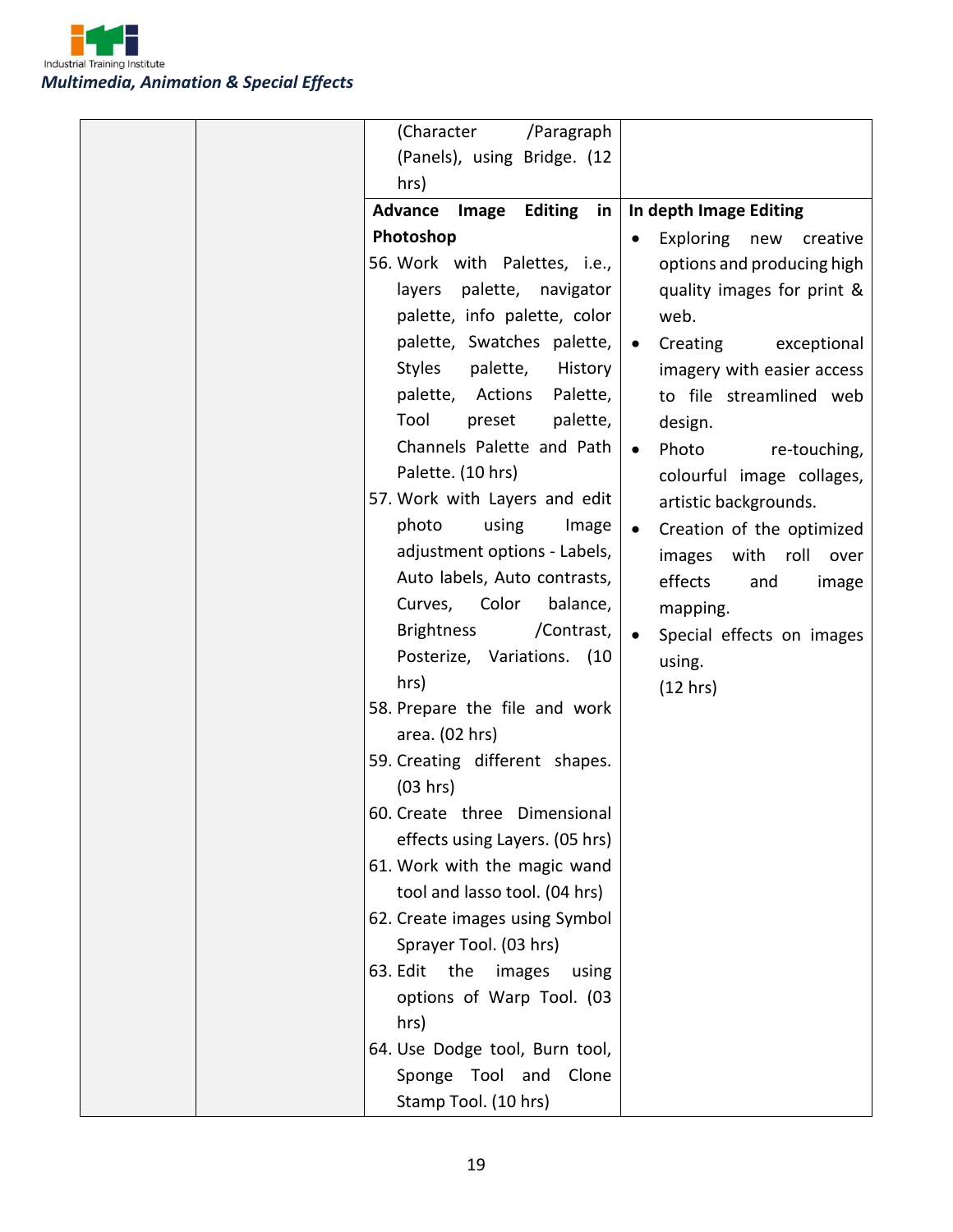| | | | |
|---|---|---|---|
| | | (Character /Paragraph (Panels), using Bridge. (12 hrs) | |
| | | **Advance Image Editing in Photoshop**<br>56. Work with Palettes, i.e., layers palette, navigator palette, info palette, color palette, Swatches palette, Styles palette, History palette, Actions Palette, Tool preset palette, Channels Palette and Path Palette. (10 hrs)<br>57. Work with Layers and edit photo using Image adjustment options - Labels, Auto labels, Auto contrasts, Curves, Color balance, Brightness /Contrast, Posterize, Variations. (10 hrs)<br>58. Prepare the file and work area. (02 hrs)<br>59. Creating different shapes. (03 hrs)<br>60. Create three Dimensional effects using Layers. (05 hrs)<br>61. Work with the magic wand tool and lasso tool. (04 hrs)<br>62. Create images using Symbol Sprayer Tool. (03 hrs)<br>63. Edit the images using options of Warp Tool. (03 hrs)<br>64. Use Dodge tool, Burn tool, Sponge Tool and Clone Stamp Tool. (10 hrs) | **In depth Image Editing**<br>• Exploring new creative options and producing high quality images for print & web.<br>• Creating exceptional imagery with easier access to file streamlined web design.<br>• Photo re-touching, colourful image collages, artistic backgrounds.<br>• Creation of the optimized images with roll over effects and image mapping.<br>• Special effects on images using.<br>(12 hrs) |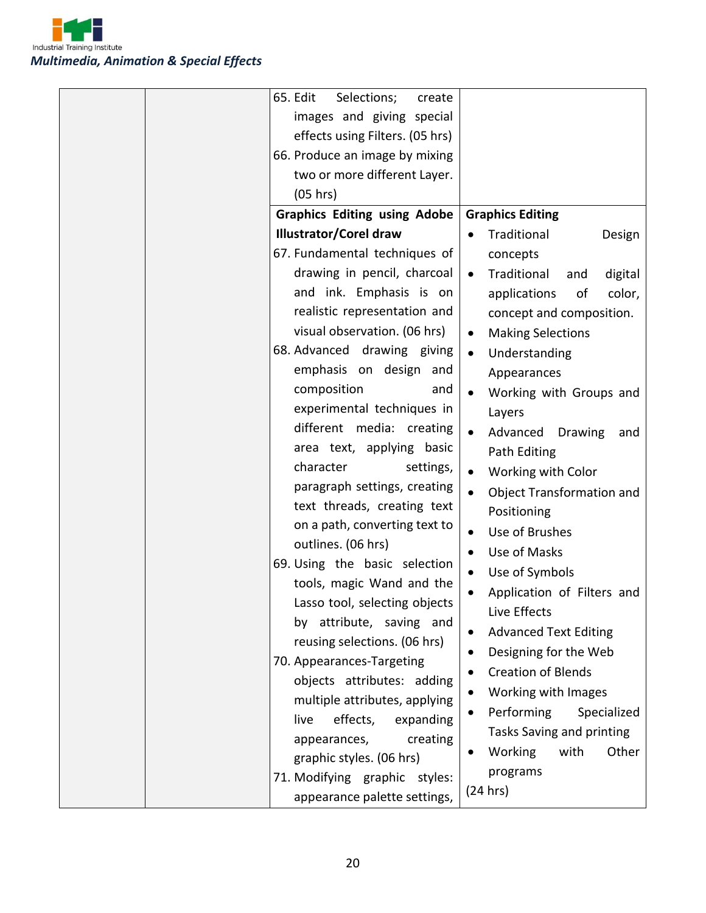| | | | |
|---|---|---|---|
| | | 65. Edit Selections; create images and giving special effects using Filters. (05 hrs)<br>66. Produce an image by mixing two or more different Layer. (05 hrs) | |
| | | **Graphics Editing using Adobe Illustrator/Corel draw**<br>67. Fundamental techniques of drawing in pencil, charcoal and ink. Emphasis is on realistic representation and visual observation. (06 hrs)<br>68. Advanced drawing giving emphasis on design and composition and experimental techniques in different media: creating area text, applying basic character settings, paragraph settings, creating text threads, creating text on a path, converting text to outlines. (06 hrs)<br>69. Using the basic selection tools, magic Wand and the Lasso tool, selecting objects by attribute, saving and reusing selections. (06 hrs)<br>70. Appearances-Targeting objects attributes: adding multiple attributes, applying live effects, expanding appearances, creating graphic styles. (06 hrs)<br>71. Modifying graphic styles: appearance palette settings, | **Graphics Editing**<br>• Traditional Design concepts<br>• Traditional and digital applications of color, concept and composition.<br>• Making Selections<br>• Understanding Appearances<br>• Working with Groups and Layers<br>• Advanced Drawing and Path Editing<br>• Working with Color<br>• Object Transformation and Positioning<br>• Use of Brushes<br>• Use of Masks<br>• Use of Symbols<br>• Application of Filters and Live Effects<br>• Advanced Text Editing<br>• Designing for the Web<br>• Creation of Blends<br>• Working with Images<br>• Performing Specialized Tasks Saving and printing<br>• Working with Other programs<br>(24 hrs) |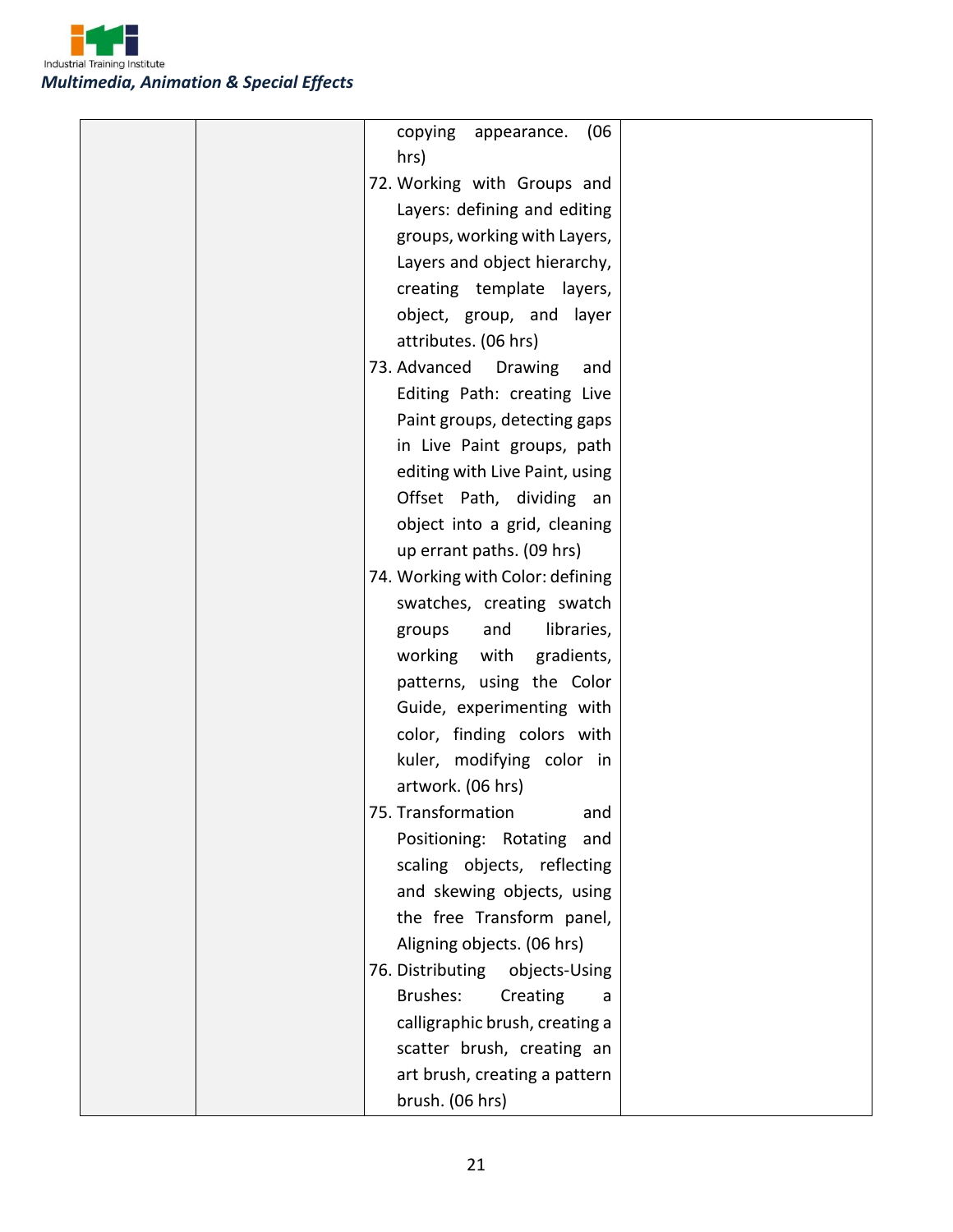| | | copying appearance. (06 hrs)<br>72. Working with Groups and Layers: defining and editing groups, working with Layers, Layers and object hierarchy, creating template layers, object, group, and layer attributes. (06 hrs)<br>73. Advanced Drawing and Editing Path: creating Live Paint groups, detecting gaps in Live Paint groups, path editing with Live Paint, using Offset Path, dividing an object into a grid, cleaning up errant paths. (09 hrs)<br>74. Working with Color: defining swatches, creating swatch groups and libraries, working with gradients, patterns, using the Color Guide, experimenting with color, finding colors with kuler, modifying color in artwork. (06 hrs)<br>75. Transformation and Positioning: Rotating and scaling objects, reflecting and skewing objects, using the free Transform panel, Aligning objects. (06 hrs)<br>76. Distributing objects-Using Brushes: Creating a calligraphic brush, creating a scatter brush, creating an art brush, creating a pattern brush. (06 hrs) | |
|---|---|---|---|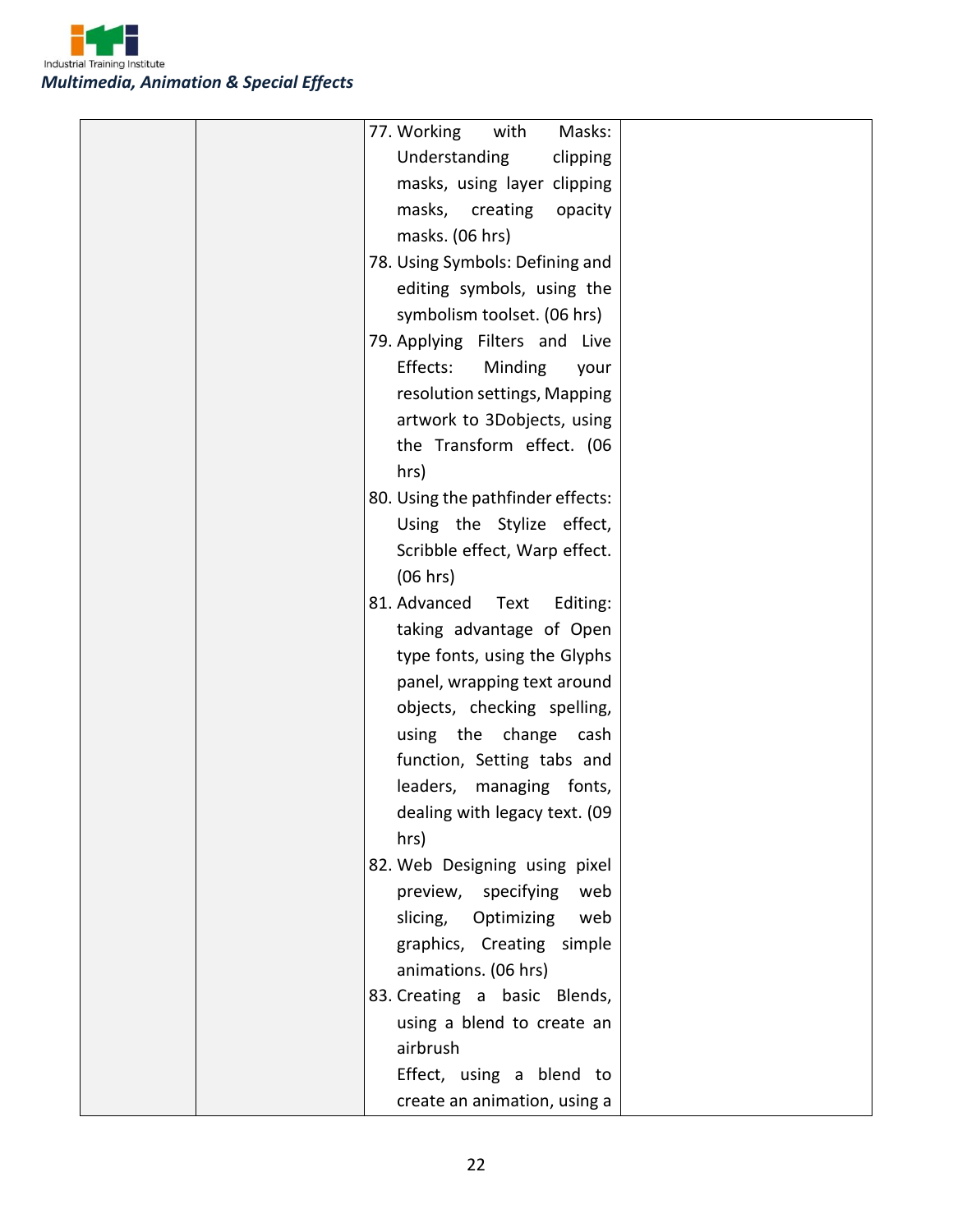|  |  |  |  |
|---|---|---|---|
|  |  | 77. Working with Masks: Understanding clipping masks, using layer clipping masks, creating opacity masks. (06 hrs)<br>78. Using Symbols: Defining and editing symbols, using the symbolism toolset. (06 hrs)<br>79. Applying Filters and Live Effects: Minding your resolution settings, Mapping artwork to 3Dobjects, using the Transform effect. (06 hrs)<br>80. Using the pathfinder effects: Using the Stylize effect, Scribble effect, Warp effect. (06 hrs)<br>81. Advanced Text Editing: taking advantage of Open type fonts, using the Glyphs panel, wrapping text around objects, checking spelling, using the change cash function, Setting tabs and leaders, managing fonts, dealing with legacy text. (09 hrs)<br>82. Web Designing using pixel preview, specifying web slicing, Optimizing web graphics, Creating simple animations. (06 hrs)<br>83. Creating a basic Blends, using a blend to create an airbrush Effect, using a blend to create an animation, using a |  |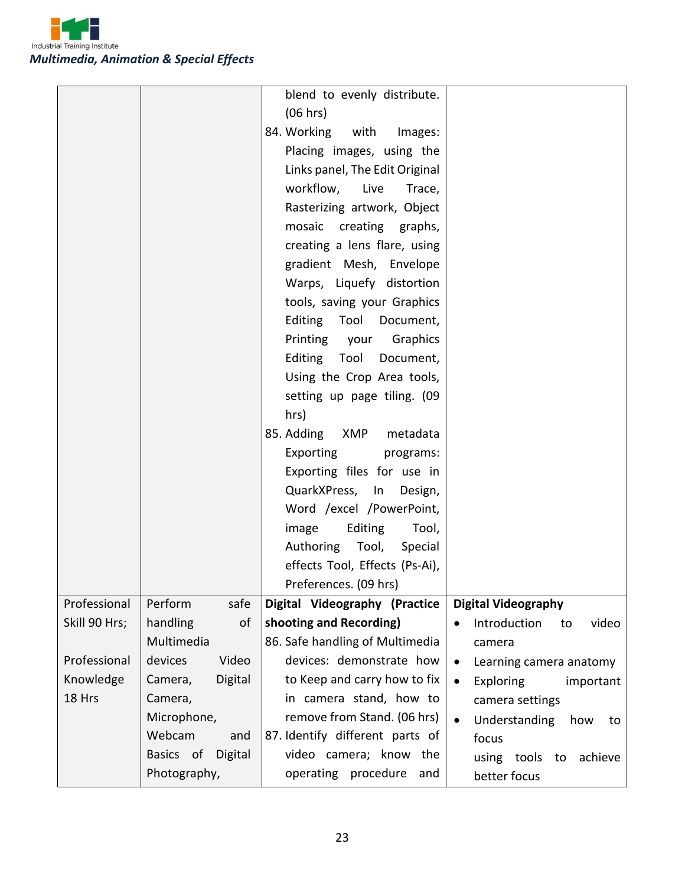| | | | |
|---|---|---|---|
| | | blend to evenly distribute. (06 hrs)<br>84. Working with Images: Placing images, using the Links panel, The Edit Original workflow, Live Trace, Rasterizing artwork, Object mosaic creating graphs, creating a lens flare, using gradient Mesh, Envelope Warps, Liquefy distortion tools, saving your Graphics Editing Tool Document, Printing your Graphics Editing Tool Document, Using the Crop Area tools, setting up page tiling. (09 hrs)<br>85. Adding XMP metadata Exporting programs: Exporting files for use in QuarkXPress, In Design, Word /excel /PowerPoint, image Editing Tool, Authoring Tool, Special effects Tool, Effects (Ps-Ai), Preferences. (09 hrs) | |
| Professional Skill 90 Hrs;<br><br>Professional Knowledge 18 Hrs | Perform safe handling of Multimedia devices Video Camera, Digital Camera, Microphone, Webcam and Basics of Digital Photography, | **Digital Videography (Practice shooting and Recording)**<br>86. Safe handling of Multimedia devices: demonstrate how to Keep and carry how to fix in camera stand, how to remove from Stand. (06 hrs)<br>87. Identify different parts of video camera; know the operating procedure and | **Digital Videography**<br>• Introduction to video camera<br>• Learning camera anatomy<br>• Exploring important camera settings<br>• Understanding how to focus using tools to achieve better focus |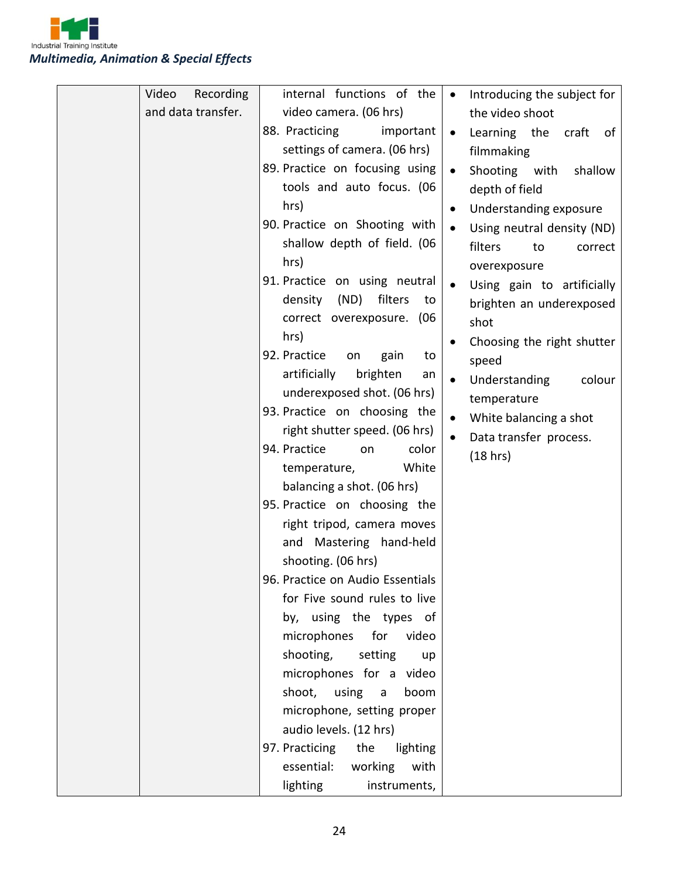| | | | |
|---|---|---|---|
| | Video Recording and data transfer. | internal functions of the video camera. (06 hrs)<br>88. Practicing important settings of camera. (06 hrs)<br>89. Practice on focusing using tools and auto focus. (06 hrs)<br>90. Practice on Shooting with shallow depth of field. (06 hrs)<br>91. Practice on using neutral density (ND) filters to correct overexposure. (06 hrs)<br>92. Practice on gain to artificially brighten an underexposed shot. (06 hrs)<br>93. Practice on choosing the right shutter speed. (06 hrs)<br>94. Practice on color temperature, White balancing a shot. (06 hrs)<br>95. Practice on choosing the right tripod, camera moves and Mastering hand-held shooting. (06 hrs)<br>96. Practice on Audio Essentials for Five sound rules to live by, using the types of microphones for video shooting, setting up microphones for a video shoot, using a boom microphone, setting proper audio levels. (12 hrs)<br>97. Practicing the lighting essential: working with lighting instruments, | • Introducing the subject for the video shoot<br>• Learning the craft of filmmaking<br>• Shooting with shallow depth of field<br>• Understanding exposure<br>• Using neutral density (ND) filters to correct overexposure<br>• Using gain to artificially brighten an underexposed shot<br>• Choosing the right shutter speed<br>• Understanding colour temperature<br>• White balancing a shot<br>• Data transfer process. (18 hrs) |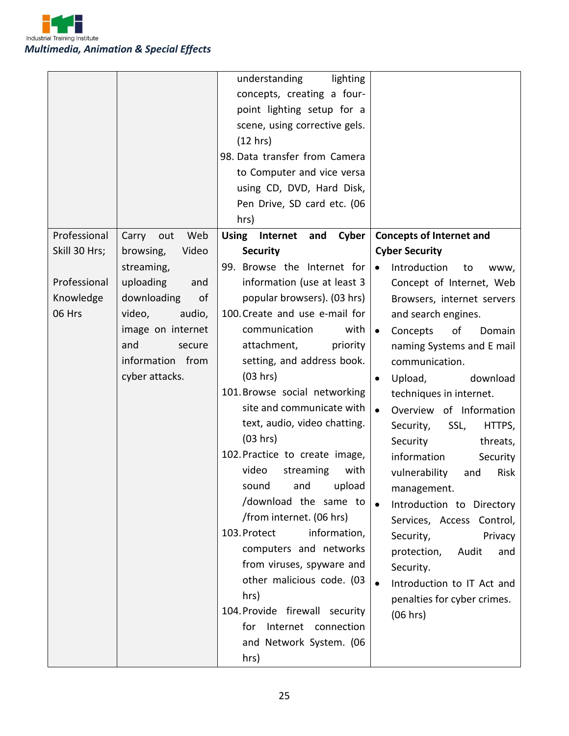| | | | |
|---|---|---|---|
| | | understanding lighting concepts, creating a four-point lighting setup for a scene, using corrective gels. (12 hrs)<br>98. Data transfer from Camera to Computer and vice versa using CD, DVD, Hard Disk, Pen Drive, SD card etc. (06 hrs) | |
| Professional Skill 30 Hrs;<br><br>Professional Knowledge 06 Hrs | Carry out Web browsing, Video streaming, uploading and downloading of video, audio, image on internet and secure information from cyber attacks. | **Using Internet and Cyber Security**<br>99. Browse the Internet for information (use at least 3 popular browsers). (03 hrs)<br>100. Create and use e-mail for communication with attachment, priority setting, and address book. (03 hrs)<br>101. Browse social networking site and communicate with text, audio, video chatting. (03 hrs)<br>102. Practice to create image, video streaming with sound and upload /download the same to /from internet. (06 hrs)<br>103. Protect information, computers and networks from viruses, spyware and other malicious code. (03 hrs)<br>104. Provide firewall security for Internet connection and Network System. (06 hrs) | **Concepts of Internet and Cyber Security**<br>• Introduction to www, Concept of Internet, Web Browsers, internet servers and search engines.<br>• Concepts of Domain naming Systems and E mail communication.<br>• Upload, download techniques in internet.<br>• Overview of Information Security, SSL, HTTPS, Security threats, information Security vulnerability and Risk management.<br>• Introduction to Directory Services, Access Control, Security, Privacy protection, Audit and Security.<br>• Introduction to IT Act and penalties for cyber crimes. (06 hrs) |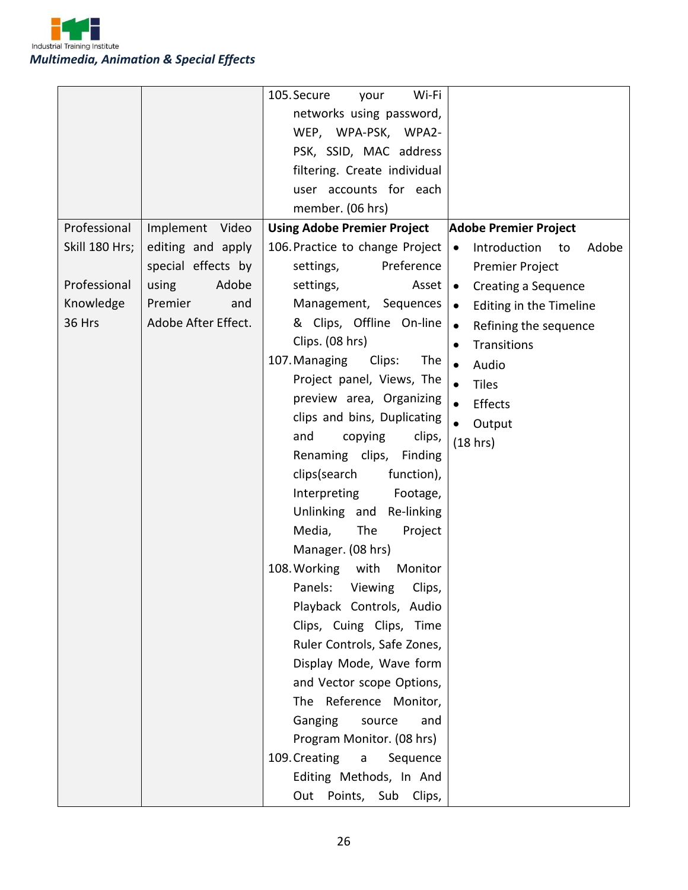| | | | |
|---|---|---|---|
| | | 105. Secure your Wi-Fi networks using password, WEP, WPA-PSK, WPA2-PSK, SSID, MAC address filtering. Create individual user accounts for each member. (06 hrs) | |
| Professional Skill 180 Hrs;<br><br>Professional Knowledge 36 Hrs | Implement Video editing and apply special effects by using Adobe Premier and Adobe After Effect. | **Using Adobe Premier Project**<br>106. Practice to change Project settings, Preference settings, Asset Management, Sequences & Clips, Offline On-line Clips. (08 hrs)<br>107. Managing Clips: The Project panel, Views, The preview area, Organizing clips and bins, Duplicating and copying clips, Renaming clips, Finding clips(search function), Interpreting Footage, Unlinking and Re-linking Media, The Project Manager. (08 hrs)<br>108. Working with Monitor Panels: Viewing Clips, Playback Controls, Audio Clips, Cuing Clips, Time Ruler Controls, Safe Zones, Display Mode, Wave form and Vector scope Options, The Reference Monitor, Ganging source and Program Monitor. (08 hrs)<br>109. Creating a Sequence Editing Methods, In And Out Points, Sub Clips, | **Adobe Premier Project**<br>• Introduction to Adobe Premier Project<br>• Creating a Sequence<br>• Editing in the Timeline<br>• Refining the sequence<br>• Transitions<br>• Audio<br>• Tiles<br>• Effects<br>• Output<br>(18 hrs) |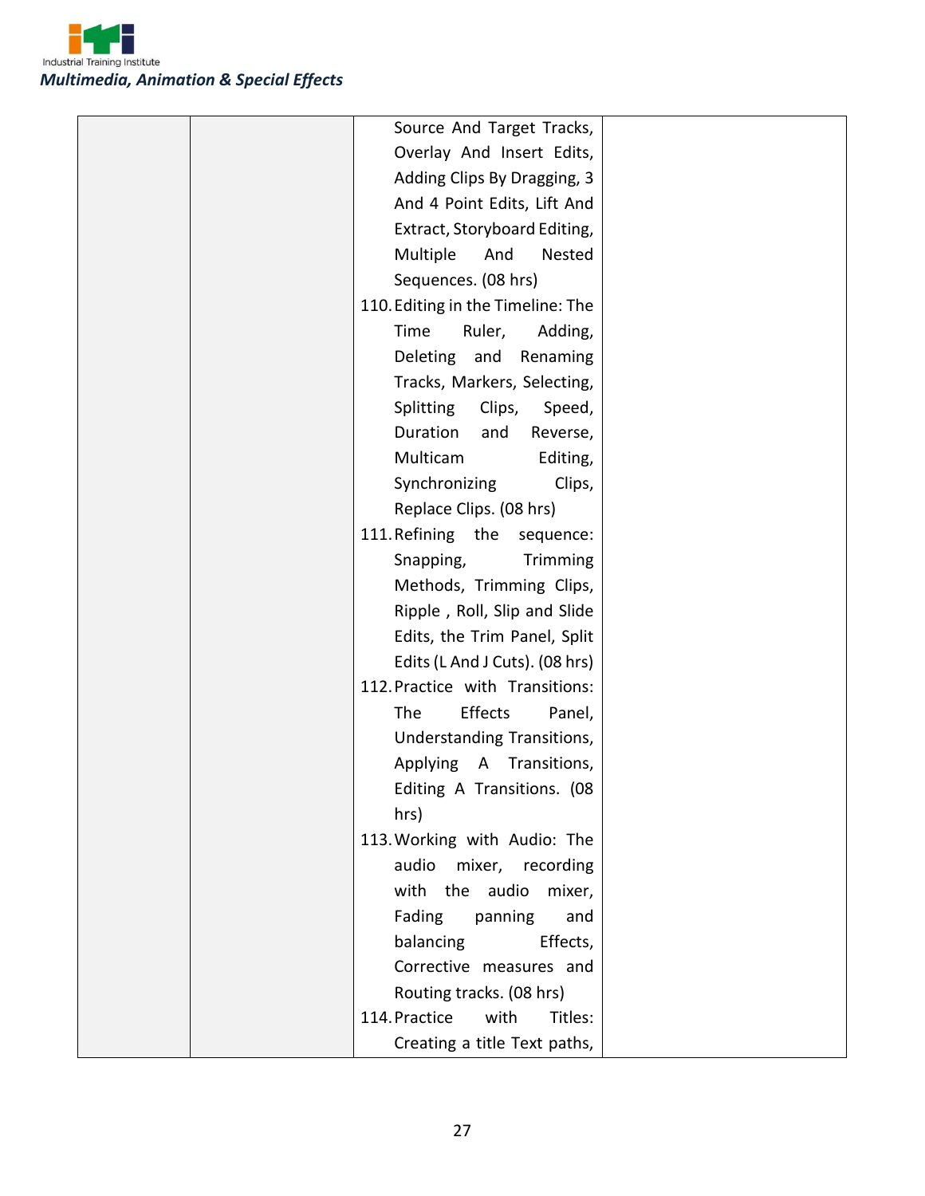| | | | |
|---|---|---|---|
| | | Source And Target Tracks, Overlay And Insert Edits, Adding Clips By Dragging, 3 And 4 Point Edits, Lift And Extract, Storyboard Editing, Multiple And Nested Sequences. (08 hrs)<br>110. Editing in the Timeline: The Time Ruler, Adding, Deleting and Renaming Tracks, Markers, Selecting, Splitting Clips, Speed, Duration and Reverse, Multicam Editing, Synchronizing Clips, Replace Clips. (08 hrs)<br>111. Refining the sequence: Snapping, Trimming Methods, Trimming Clips, Ripple , Roll, Slip and Slide Edits, the Trim Panel, Split Edits (L And J Cuts). (08 hrs)<br>112. Practice with Transitions: The Effects Panel, Understanding Transitions, Applying A Transitions, Editing A Transitions. (08 hrs)<br>113. Working with Audio: The audio mixer, recording with the audio mixer, Fading panning and balancing Effects, Corrective measures and Routing tracks. (08 hrs)<br>114. Practice with Titles: Creating a title Text paths, | |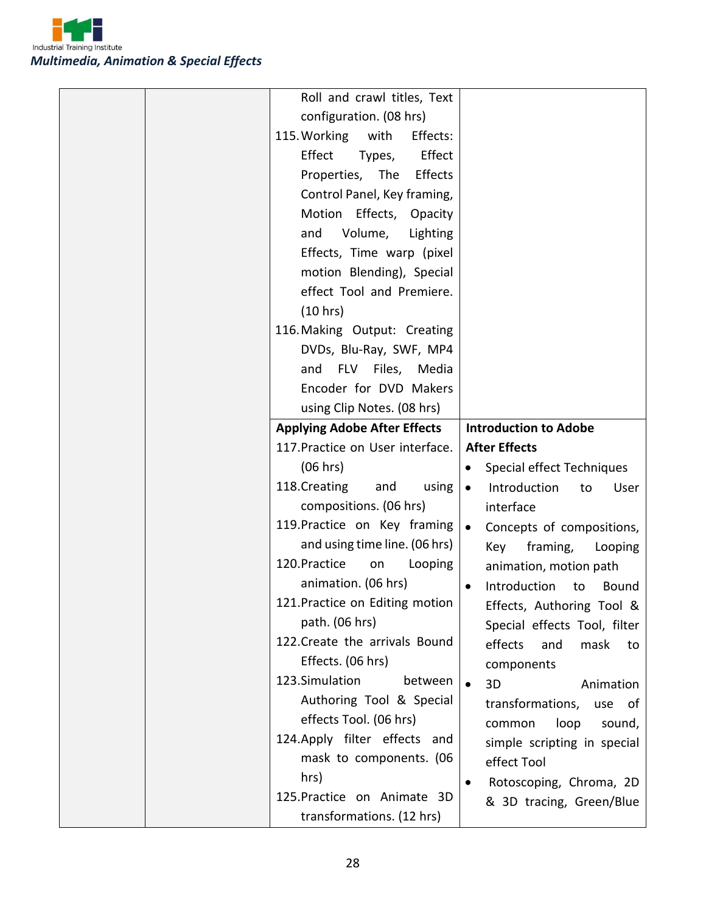| | | | |
|---|---|---|---|
| | | Roll and crawl titles, Text configuration. (08 hrs)<br>115. Working with Effects: Effect Types, Effect Properties, The Effects Control Panel, Key framing, Motion Effects, Opacity and Volume, Lighting Effects, Time warp (pixel motion Blending), Special effect Tool and Premiere. (10 hrs)<br>116. Making Output: Creating DVDs, Blu-Ray, SWF, MP4 and FLV Files, Media Encoder for DVD Makers using Clip Notes. (08 hrs) | |
| | | **Applying Adobe After Effects**<br>117. Practice on User interface. (06 hrs)<br>118. Creating and using compositions. (06 hrs)<br>119. Practice on Key framing and using time line. (06 hrs)<br>120. Practice on Looping animation. (06 hrs)<br>121. Practice on Editing motion path. (06 hrs)<br>122. Create the arrivals Bound Effects. (06 hrs)<br>123. Simulation between Authoring Tool & Special effects Tool. (06 hrs)<br>124. Apply filter effects and mask to components. (06 hrs)<br>125. Practice on Animate 3D transformations. (12 hrs) | **Introduction to Adobe After Effects**<br>• Special effect Techniques<br>• Introduction to User interface<br>• Concepts of compositions, Key framing, Looping animation, motion path<br>• Introduction to Bound Effects, Authoring Tool & Special effects Tool, filter effects and mask to components<br>• 3D Animation transformations, use of common loop sound, simple scripting in special effect Tool<br>• Rotoscoping, Chroma, 2D & 3D tracing, Green/Blue |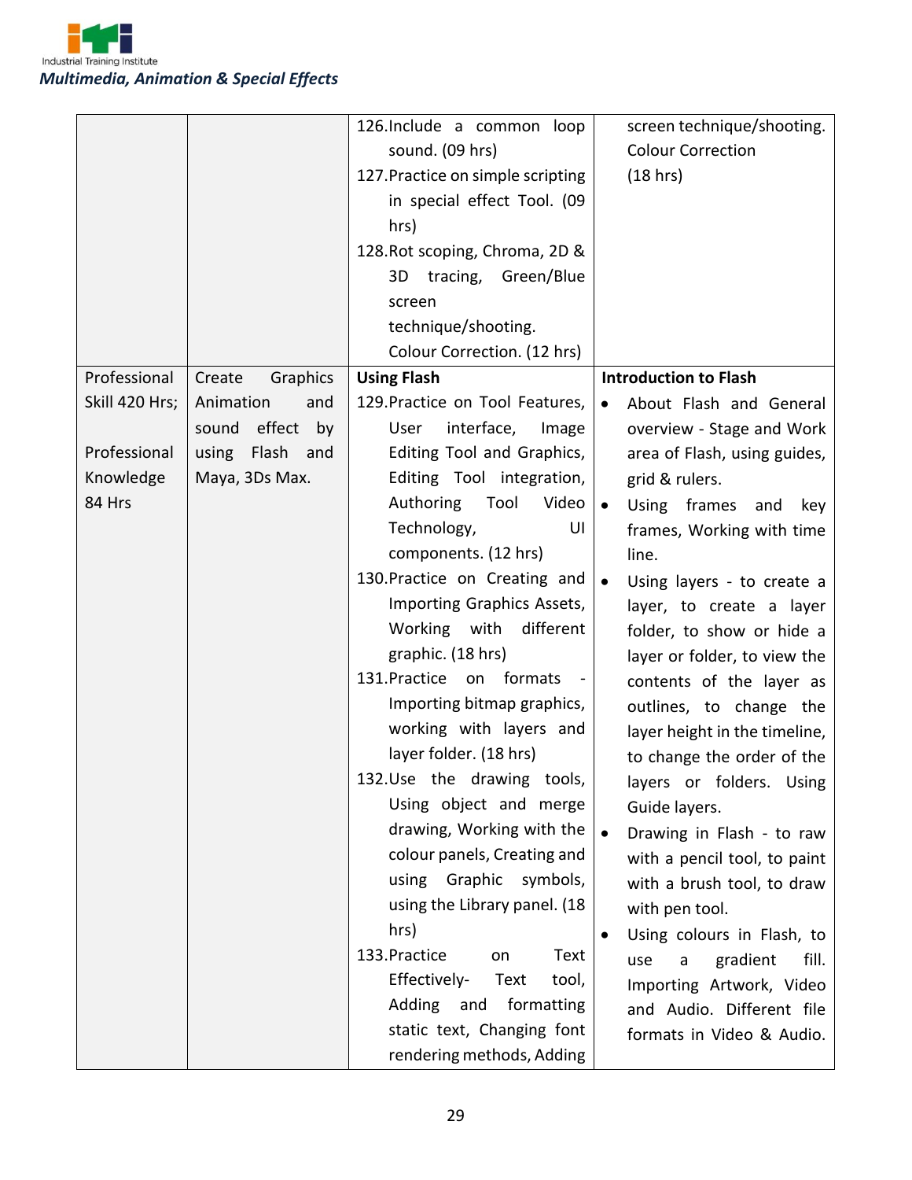| | | | |
|---|---|---|---|
| | | 126.Include a common loop sound. (09 hrs)<br>127.Practice on simple scripting in special effect Tool. (09 hrs)<br>128.Rot scoping, Chroma, 2D & 3D tracing, Green/Blue screen technique/shooting. Colour Correction. (12 hrs) | screen technique/shooting. Colour Correction<br>(18 hrs) |
| Professional Skill 420 Hrs;<br><br>Professional Knowledge 84 Hrs | Create Graphics Animation and sound effect by using Flash and Maya, 3Ds Max. | **Using Flash**<br>129.Practice on Tool Features, User interface, Image Editing Tool and Graphics, Editing Tool integration, Authoring Tool Video Technology, UI components. (12 hrs)<br>130.Practice on Creating and Importing Graphics Assets, Working with different graphic. (18 hrs)<br>131.Practice on formats - Importing bitmap graphics, working with layers and layer folder. (18 hrs)<br>132.Use the drawing tools, Using object and merge drawing, Working with the colour panels, Creating and using Graphic symbols, using the Library panel. (18 hrs)<br>133.Practice on Text Effectively- Text tool, Adding and formatting static text, Changing font rendering methods, Adding | **Introduction to Flash**<br>• About Flash and General overview - Stage and Work area of Flash, using guides, grid & rulers.<br>• Using frames and key frames, Working with time line.<br>• Using layers - to create a layer, to create a layer folder, to show or hide a layer or folder, to view the contents of the layer as outlines, to change the layer height in the timeline, to change the order of the layers or folders. Using Guide layers.<br>• Drawing in Flash - to raw with a pencil tool, to paint with a brush tool, to draw with pen tool.<br>• Using colours in Flash, to use a gradient fill. Importing Artwork, Video and Audio. Different file formats in Video & Audio. |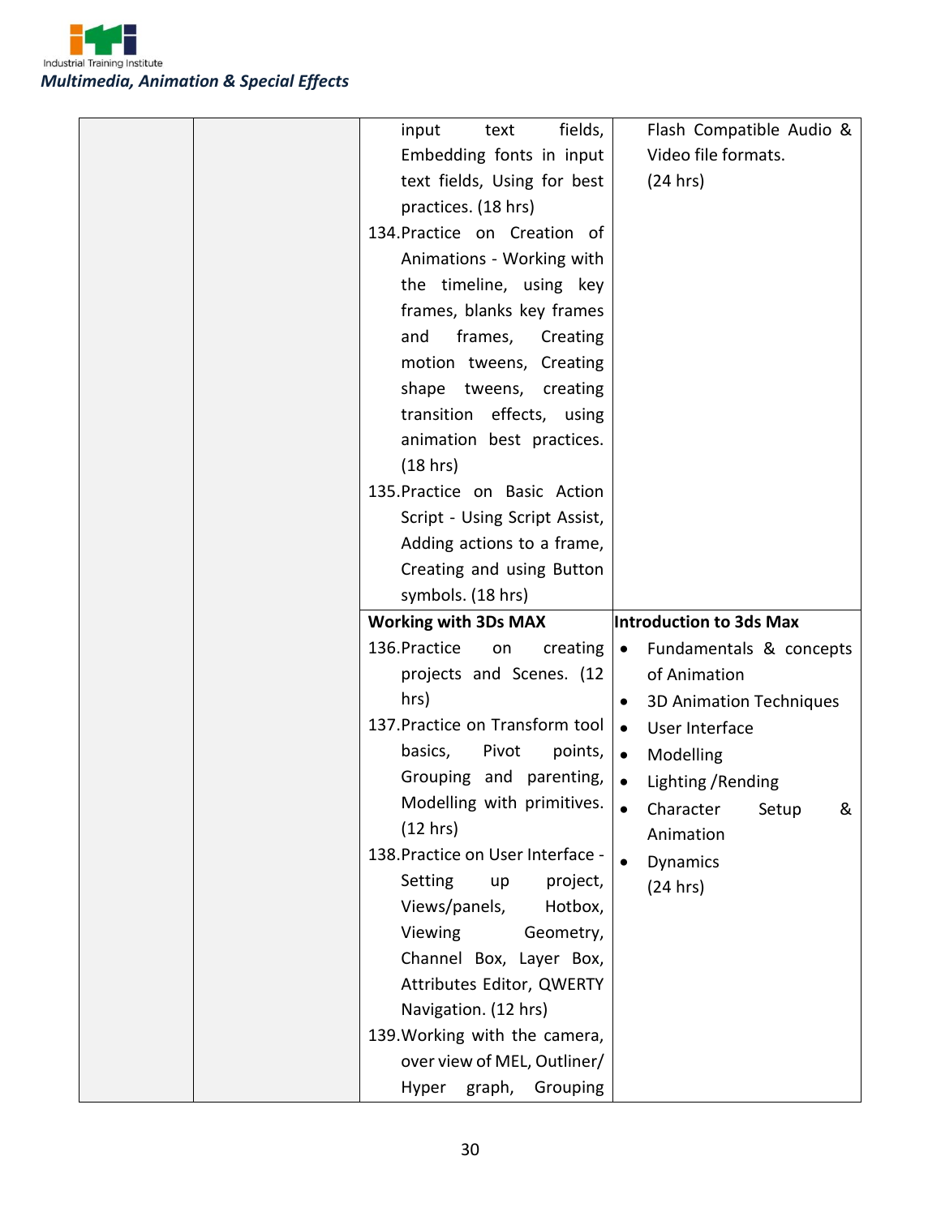| | | | |
|---|---|---|---|
| | | input text fields, Embedding fonts in input text fields, Using for best practices. (18 hrs)<br>134. Practice on Creation of Animations - Working with the timeline, using key frames, blanks key frames and frames, Creating motion tweens, Creating shape tweens, creating transition effects, using animation best practices. (18 hrs)<br>135. Practice on Basic Action Script - Using Script Assist, Adding actions to a frame, Creating and using Button symbols. (18 hrs) | Flash Compatible Audio & Video file formats.<br>(24 hrs) |
| | | **Working with 3Ds MAX**<br>136. Practice on creating projects and Scenes. (12 hrs)<br>137. Practice on Transform tool basics, Pivot points, Grouping and parenting, Modelling with primitives. (12 hrs)<br>138. Practice on User Interface - Setting up project, Views/panels, Hotbox, Viewing Geometry, Channel Box, Layer Box, Attributes Editor, QWERTY Navigation. (12 hrs)<br>139. Working with the camera, over view of MEL, Outliner/ Hyper graph, Grouping | **Introduction to 3ds Max**<br>• Fundamentals & concepts of Animation<br>• 3D Animation Techniques<br>• User Interface<br>• Modelling<br>• Lighting /Rending<br>• Character Setup & Animation<br>• Dynamics<br>(24 hrs) |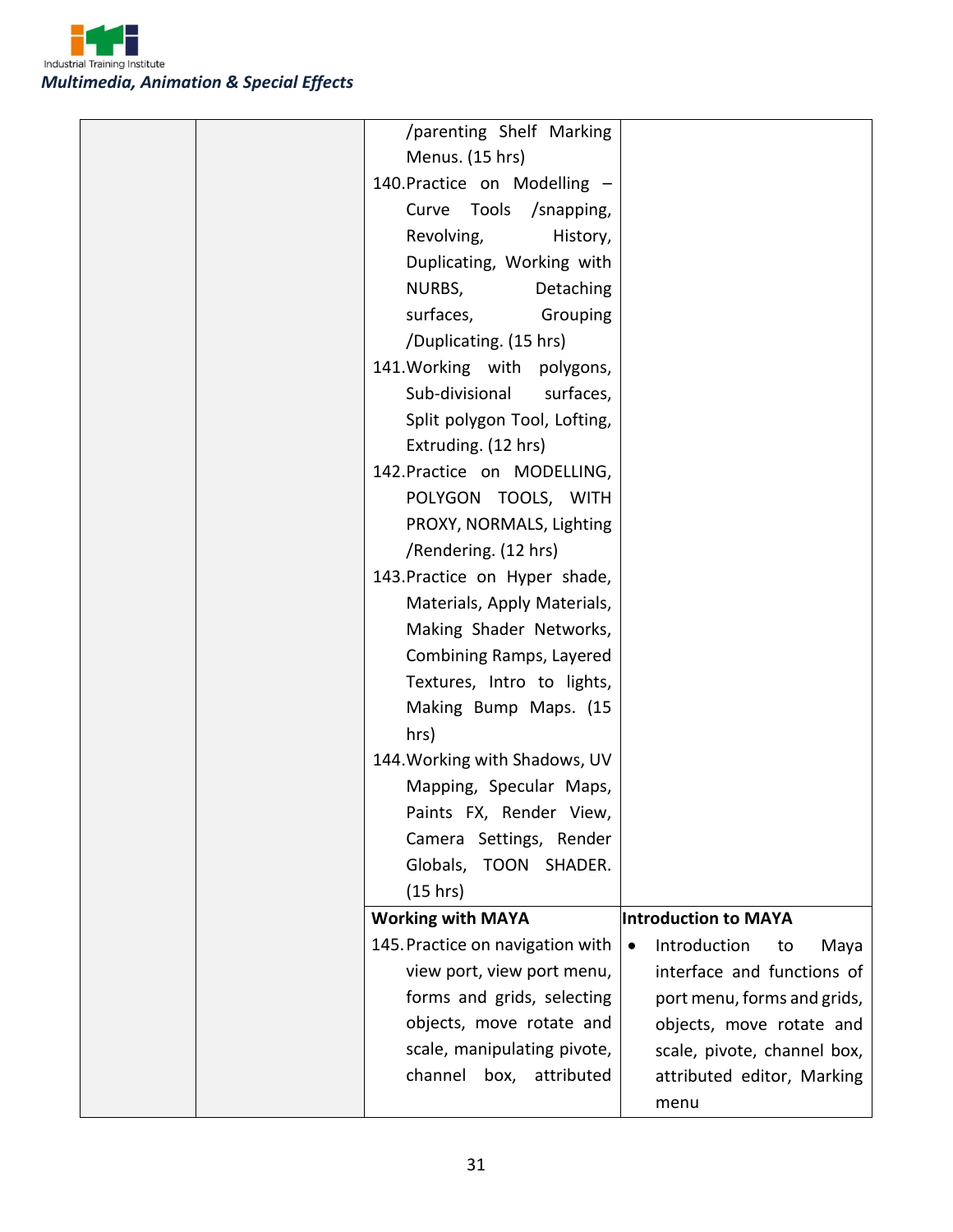| | | | |
|---|---|---|---|
| | | /parenting Shelf Marking Menus. (15 hrs)<br>140. Practice on Modelling – Curve Tools /snapping, Revolving, History, Duplicating, Working with NURBS, Detaching surfaces, Grouping /Duplicating. (15 hrs)<br>141. Working with polygons, Sub-divisional surfaces, Split polygon Tool, Lofting, Extruding. (12 hrs)<br>142. Practice on MODELLING, POLYGON TOOLS, WITH PROXY, NORMALS, Lighting /Rendering. (12 hrs)<br>143. Practice on Hyper shade, Materials, Apply Materials, Making Shader Networks, Combining Ramps, Layered Textures, Intro to lights, Making Bump Maps. (15 hrs)<br>144. Working with Shadows, UV Mapping, Specular Maps, Paints FX, Render View, Camera Settings, Render Globals, TOON SHADER. (15 hrs) | |
| | | **Working with MAYA**<br>145. Practice on navigation with view port, view port menu, forms and grids, selecting objects, move rotate and scale, manipulating pivote, channel box, attributed | **Introduction to MAYA**<br>• Introduction to Maya interface and functions of port menu, forms and grids, objects, move rotate and scale, pivote, channel box, attributed editor, Marking menu |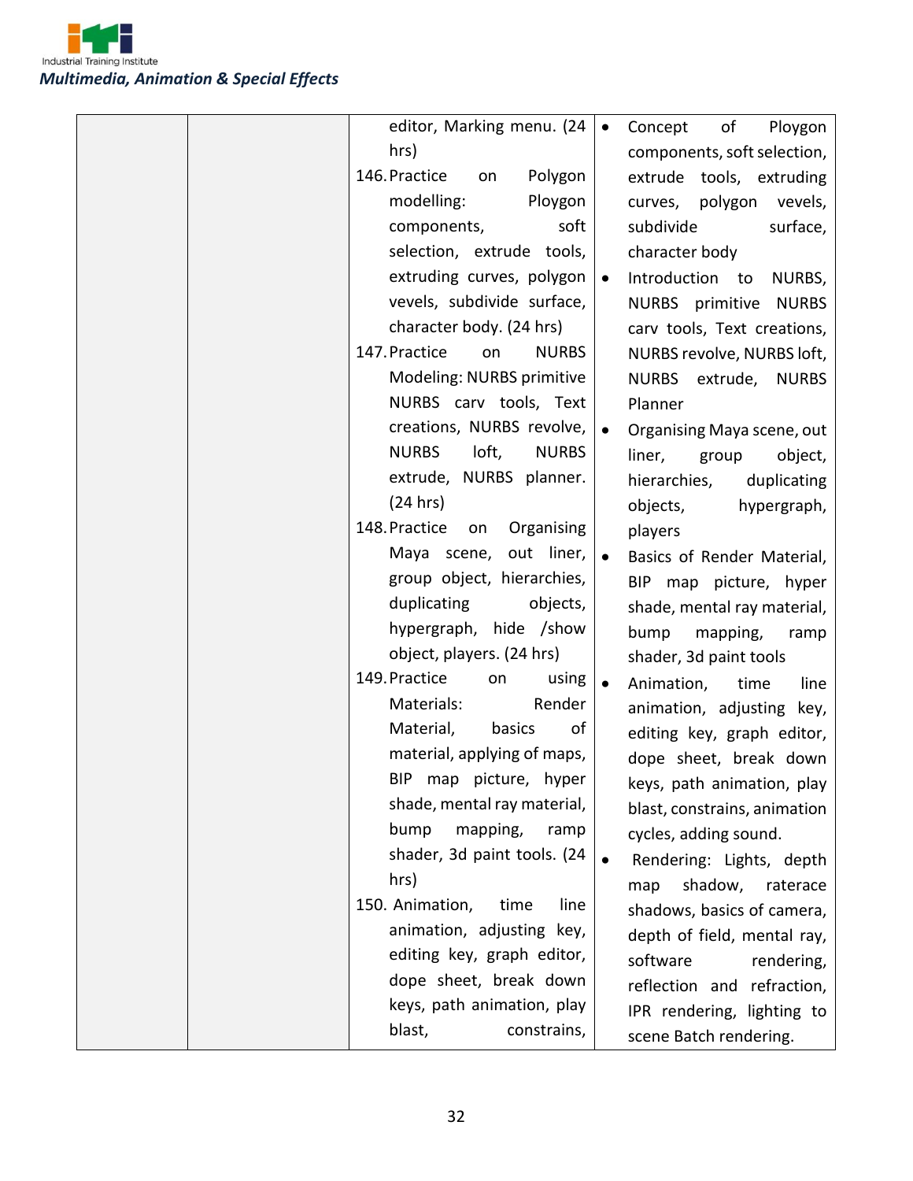| | | editor, Marking menu. (24 hrs)<br>146. Practice on Polygon modelling: Ploygon components, soft selection, extrude tools, extruding curves, polygon vevels, subdivide surface, character body. (24 hrs)<br>147. Practice on NURBS Modeling: NURBS primitive NURBS carv tools, Text creations, NURBS revolve, NURBS loft, NURBS extrude, NURBS planner. (24 hrs)<br>148. Practice on Organising Maya scene, out liner, group object, hierarchies, duplicating objects, hypergraph, hide /show object, players. (24 hrs)<br>149. Practice on using Materials: Render Material, basics of material, applying of maps, BIP map picture, hyper shade, mental ray material, bump mapping, ramp shader, 3d paint tools. (24 hrs)<br>150. Animation, time line animation, adjusting key, editing key, graph editor, dope sheet, break down keys, path animation, play blast, constrains, | • Concept of Ploygon components, soft selection, extrude tools, extruding curves, polygon vevels, subdivide surface, character body<br>• Introduction to NURBS, NURBS primitive NURBS carv tools, Text creations, NURBS revolve, NURBS loft, NURBS extrude, NURBS Planner<br>• Organising Maya scene, out liner, group object, hierarchies, duplicating objects, hypergraph, players<br>• Basics of Render Material, BIP map picture, hyper shade, mental ray material, bump mapping, ramp shader, 3d paint tools<br>• Animation, time line animation, adjusting key, editing key, graph editor, dope sheet, break down keys, path animation, play blast, constrains, animation cycles, adding sound.<br>• Rendering: Lights, depth map shadow, raterace shadows, basics of camera, depth of field, mental ray, software rendering, reflection and refraction, IPR rendering, lighting to scene Batch rendering. |
|---|---|---|---|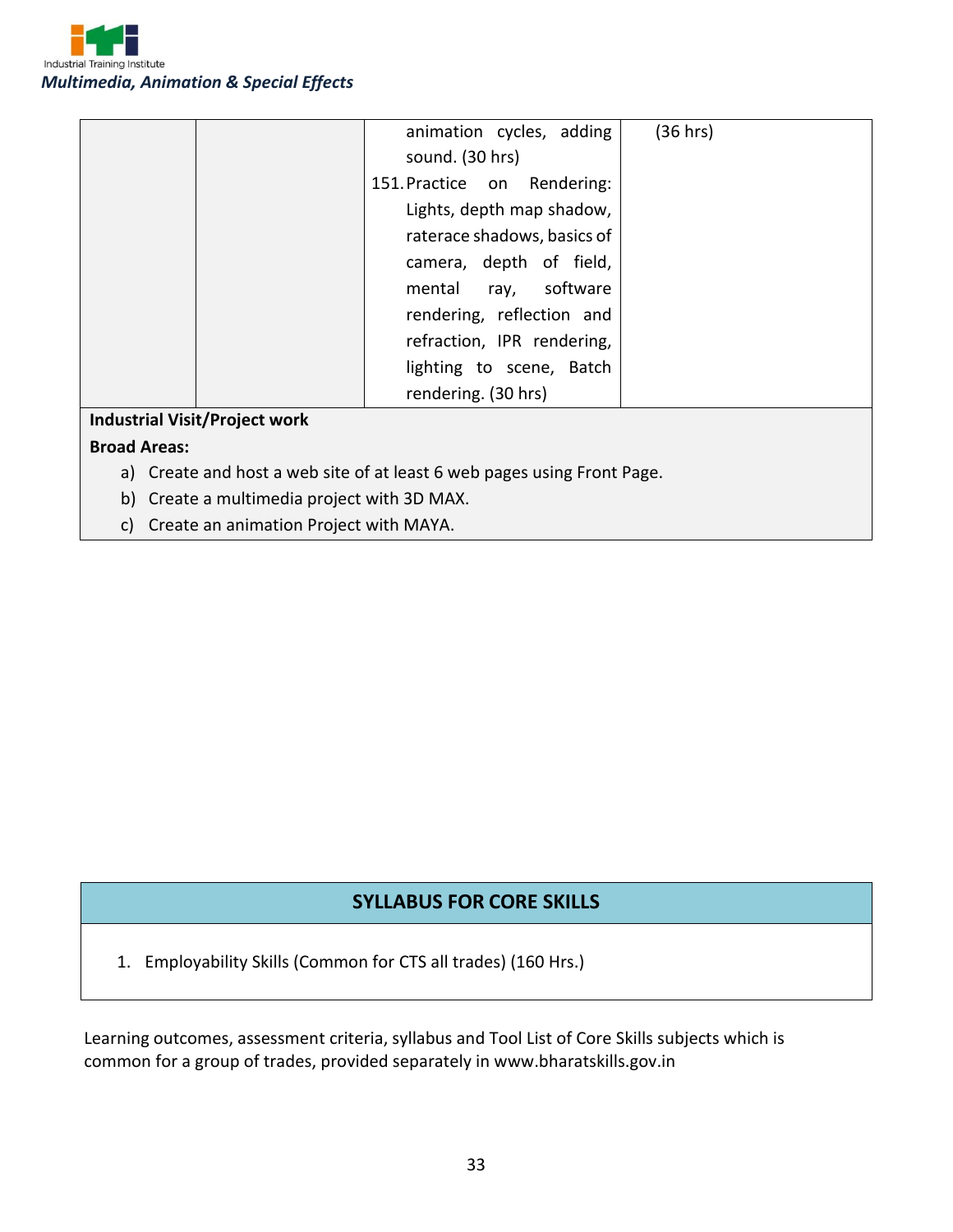| | | animation cycles, adding sound. (30 hrs)<br>151. Practice on Rendering: Lights, depth map shadow, raterace shadows, basics of camera, depth of field, mental ray, software rendering, reflection and refraction, IPR rendering, lighting to scene, Batch rendering. (30 hrs) | (36 hrs) |
|---|---|---|---|

**Industrial Visit/Project work**

**Broad Areas:**

a) Create and host a web site of at least 6 web pages using Front Page.
b) Create a multimedia project with 3D MAX.
c) Create an animation Project with MAYA.

| SYLLABUS FOR CORE SKILLS |
|---|
| 1. Employability Skills (Common for CTS all trades) (160 Hrs.) |

Learning outcomes, assessment criteria, syllabus and Tool List of Core Skills subjects which is common for a group of trades, provided separately in www.bharatskills.gov.in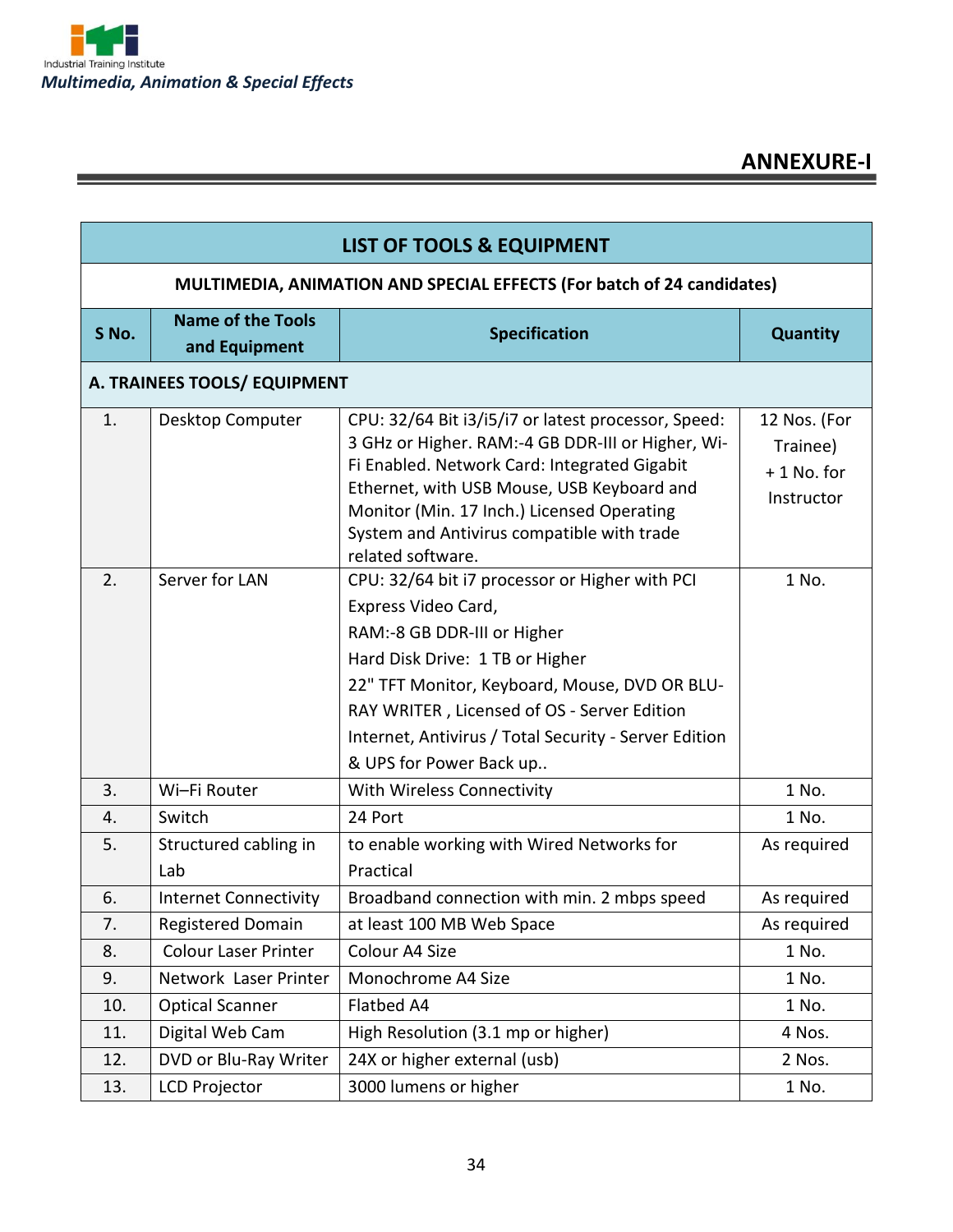## ANNEXURE-I

| LIST OF TOOLS & EQUIPMENT | | | |
|---|---|---|---|
| **MULTIMEDIA, ANIMATION AND SPECIAL EFFECTS (For batch of 24 candidates)** | | | |
| **S No.** | **Name of the Tools and Equipment** | **Specification** | **Quantity** |
| **A. TRAINEES TOOLS/ EQUIPMENT** | | | |
| 1. | Desktop Computer | CPU: 32/64 Bit i3/i5/i7 or latest processor, Speed: 3 GHz or Higher. RAM:-4 GB DDR-III or Higher, Wi-Fi Enabled. Network Card: Integrated Gigabit Ethernet, with USB Mouse, USB Keyboard and Monitor (Min. 17 Inch.) Licensed Operating System and Antivirus compatible with trade related software. | 12 Nos. (For Trainee) + 1 No. for Instructor |
| 2. | Server for LAN | CPU: 32/64 bit i7 processor or Higher with PCI Express Video Card, RAM:-8 GB DDR-III or Higher Hard Disk Drive: 1 TB or Higher 22" TFT Monitor, Keyboard, Mouse, DVD OR BLU-RAY WRITER , Licensed of OS - Server Edition Internet, Antivirus / Total Security - Server Edition & UPS for Power Back up.. | 1 No. |
| 3. | Wi–Fi Router | With Wireless Connectivity | 1 No. |
| 4. | Switch | 24 Port | 1 No. |
| 5. | Structured cabling in Lab | to enable working with Wired Networks for Practical | As required |
| 6. | Internet Connectivity | Broadband connection with min. 2 mbps speed | As required |
| 7. | Registered Domain | at least 100 MB Web Space | As required |
| 8. | Colour Laser Printer | Colour A4 Size | 1 No. |
| 9. | Network Laser Printer | Monochrome A4 Size | 1 No. |
| 10. | Optical Scanner | Flatbed A4 | 1 No. |
| 11. | Digital Web Cam | High Resolution (3.1 mp or higher) | 4 Nos. |
| 12. | DVD or Blu-Ray Writer | 24X or higher external (usb) | 2 Nos. |
| 13. | LCD Projector | 3000 lumens or higher | 1 No. |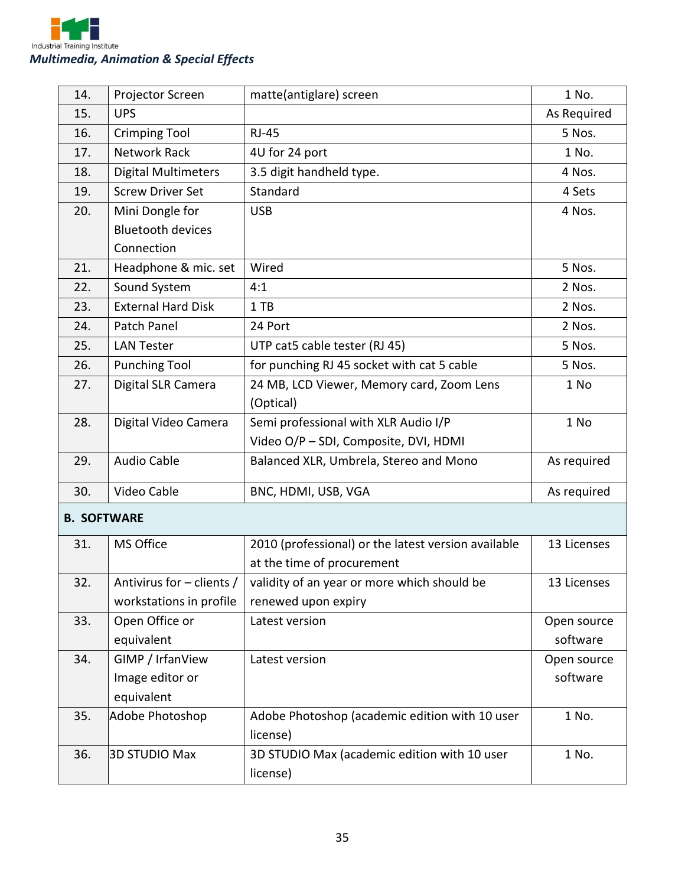| | | | |
|---|---|---|---|
| 14. | Projector Screen | matte(antiglare) screen | 1 No. |
| 15. | UPS | | As Required |
| 16. | Crimping Tool | RJ-45 | 5 Nos. |
| 17. | Network Rack | 4U for 24 port | 1 No. |
| 18. | Digital Multimeters | 3.5 digit handheld type. | 4 Nos. |
| 19. | Screw Driver Set | Standard | 4 Sets |
| 20. | Mini Dongle for Bluetooth devices Connection | USB | 4 Nos. |
| 21. | Headphone & mic. set | Wired | 5 Nos. |
| 22. | Sound System | 4:1 | 2 Nos. |
| 23. | External Hard Disk | 1 TB | 2 Nos. |
| 24. | Patch Panel | 24 Port | 2 Nos. |
| 25. | LAN Tester | UTP cat5 cable tester (RJ 45) | 5 Nos. |
| 26. | Punching Tool | for punching RJ 45 socket with cat 5 cable | 5 Nos. |
| 27. | Digital SLR Camera | 24 MB, LCD Viewer, Memory card, Zoom Lens (Optical) | 1 No |
| 28. | Digital Video Camera | Semi professional with XLR Audio I/P<br>Video O/P – SDI, Composite, DVI, HDMI | 1 No |
| 29. | Audio Cable | Balanced XLR, Umbrela, Stereo and Mono | As required |
| 30. | Video Cable | BNC, HDMI, USB, VGA | As required |
| **B. SOFTWARE** | | | |
| 31. | MS Office | 2010 (professional) or the latest version available at the time of procurement | 13 Licenses |
| 32. | Antivirus for – clients / workstations in profile | validity of an year or more which should be renewed upon expiry | 13 Licenses |
| 33. | Open Office or equivalent | Latest version | Open source software |
| 34. | GIMP / IrfanView Image editor or equivalent | Latest version | Open source software |
| 35. | Adobe Photoshop | Adobe Photoshop (academic edition with 10 user license) | 1 No. |
| 36. | 3D STUDIO Max | 3D STUDIO Max (academic edition with 10 user license) | 1 No. |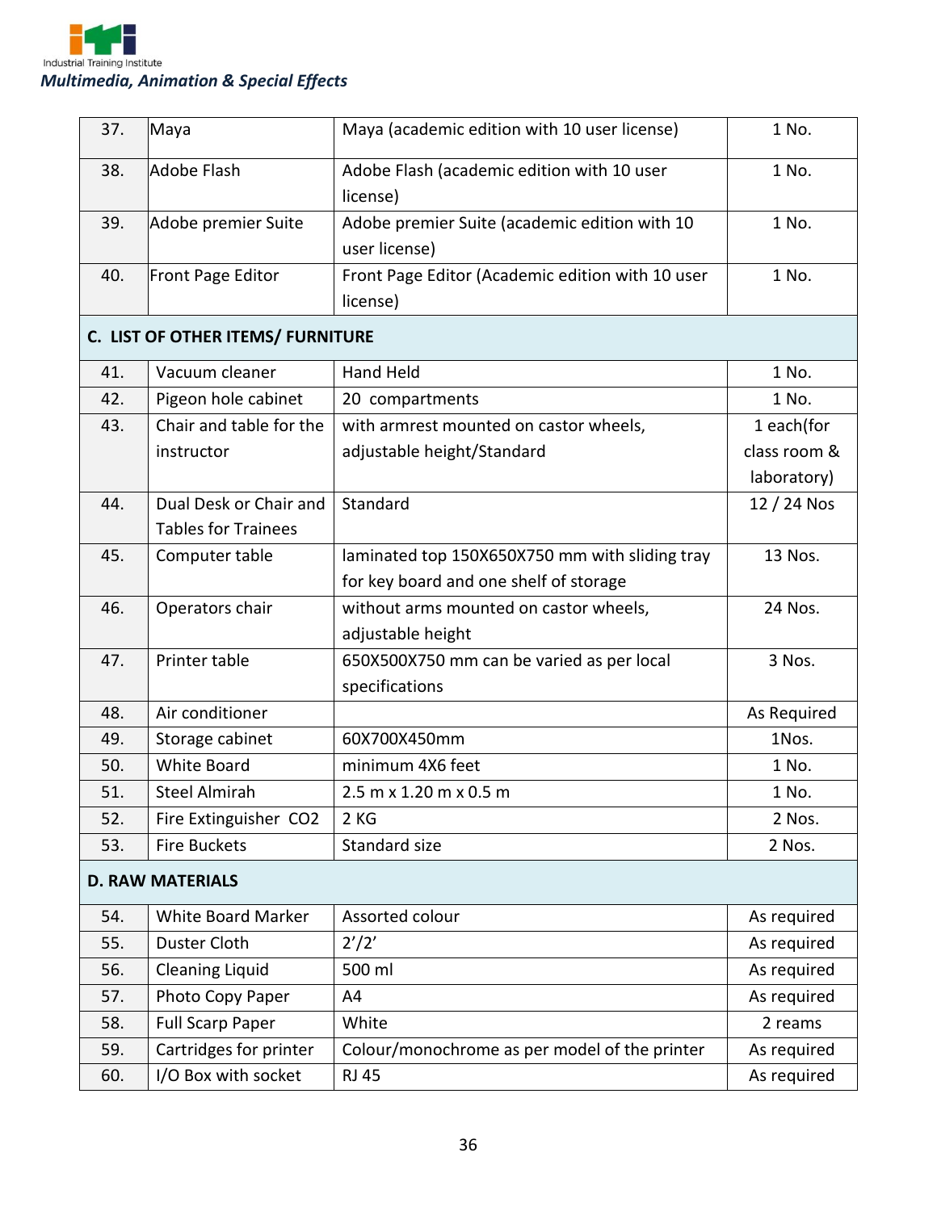| 37. | Maya | Maya (academic edition with 10 user license) | 1 No. |
|---|---|---|---|
| 38. | Adobe Flash | Adobe Flash (academic edition with 10 user license) | 1 No. |
| 39. | Adobe premier Suite | Adobe premier Suite (academic edition with 10 user license) | 1 No. |
| 40. | Front Page Editor | Front Page Editor (Academic edition with 10 user license) | 1 No. |
| **C. LIST OF OTHER ITEMS/ FURNITURE** | | | |
| 41. | Vacuum cleaner | Hand Held | 1 No. |
| 42. | Pigeon hole cabinet | 20 compartments | 1 No. |
| 43. | Chair and table for the instructor | with armrest mounted on castor wheels, adjustable height/Standard | 1 each(for class room & laboratory) |
| 44. | Dual Desk or Chair and Tables for Trainees | Standard | 12 / 24 Nos |
| 45. | Computer table | laminated top 150X650X750 mm with sliding tray for key board and one shelf of storage | 13 Nos. |
| 46. | Operators chair | without arms mounted on castor wheels, adjustable height | 24 Nos. |
| 47. | Printer table | 650X500X750 mm can be varied as per local specifications | 3 Nos. |
| 48. | Air conditioner | | As Required |
| 49. | Storage cabinet | 60X700X450mm | 1Nos. |
| 50. | White Board | minimum 4X6 feet | 1 No. |
| 51. | Steel Almirah | 2.5 m x 1.20 m x 0.5 m | 1 No. |
| 52. | Fire Extinguisher $CO_2$ | 2 KG | 2 Nos. |
| 53. | Fire Buckets | Standard size | 2 Nos. |
| **D. RAW MATERIALS** | | | |
| 54. | White Board Marker | Assorted colour | As required |
| 55. | Duster Cloth | 2'/2' | As required |
| 56. | Cleaning Liquid | 500 ml | As required |
| 57. | Photo Copy Paper | A4 | As required |
| 58. | Full Scarp Paper | White | 2 reams |
| 59. | Cartridges for printer | Colour/monochrome as per model of the printer | As required |
| 60. | I/O Box with socket | RJ 45 | As required |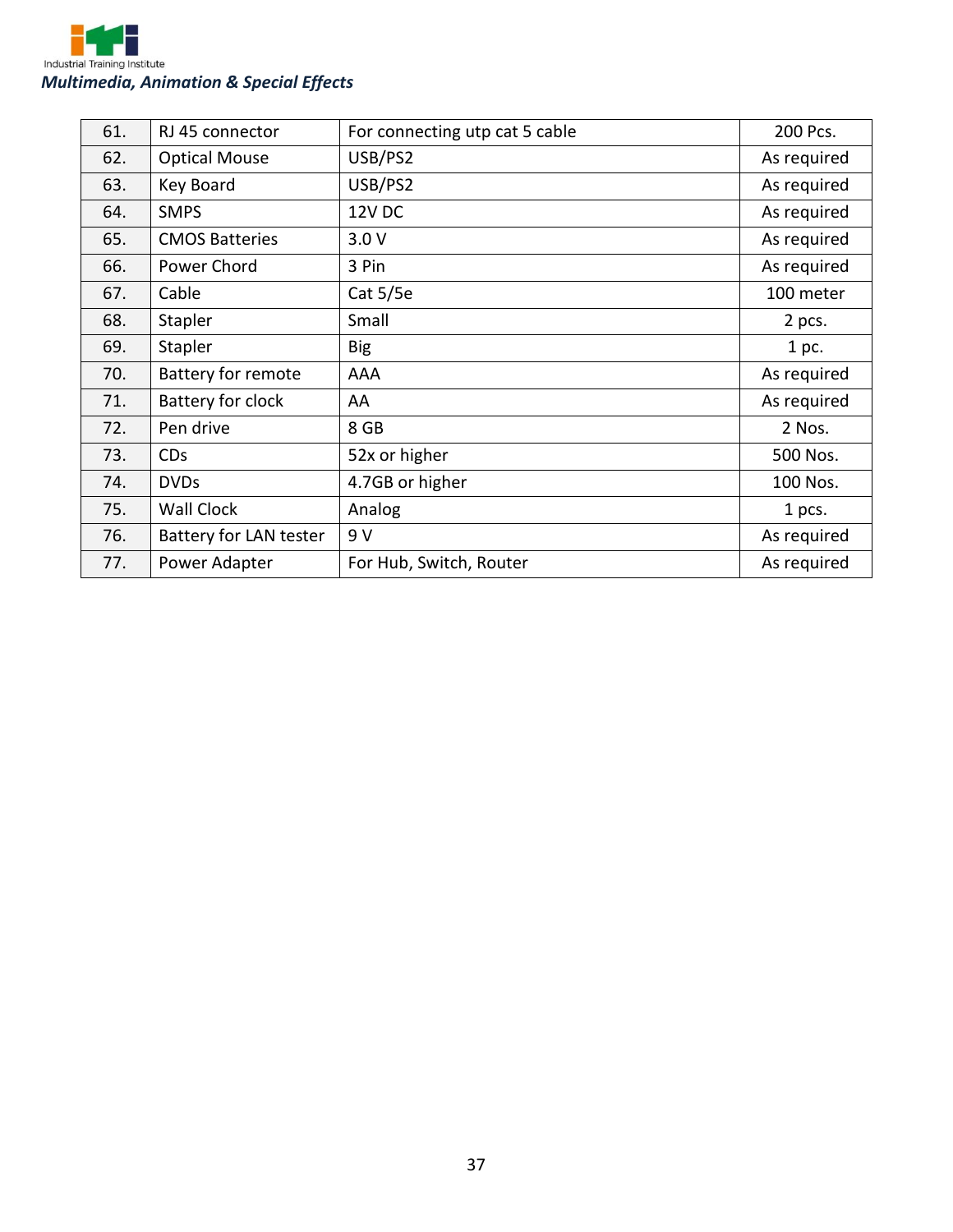| 61. | RJ 45 connector | For connecting utp cat 5 cable | 200 Pcs. |
|---|---|---|---|
| 62. | Optical Mouse | USB/PS2 | As required |
| 63. | Key Board | USB/PS2 | As required |
| 64. | SMPS | 12V DC | As required |
| 65. | CMOS Batteries | 3.0 V | As required |
| 66. | Power Chord | 3 Pin | As required |
| 67. | Cable | Cat 5/5e | 100 meter |
| 68. | Stapler | Small | 2 pcs. |
| 69. | Stapler | Big | 1 pc. |
| 70. | Battery for remote | AAA | As required |
| 71. | Battery for clock | AA | As required |
| 72. | Pen drive | 8 GB | 2 Nos. |
| 73. | CDs | 52x or higher | 500 Nos. |
| 74. | DVDs | 4.7GB or higher | 100 Nos. |
| 75. | Wall Clock | Analog | 1 pcs. |
| 76. | Battery for LAN tester | 9 V | As required |
| 77. | Power Adapter | For Hub, Switch, Router | As required |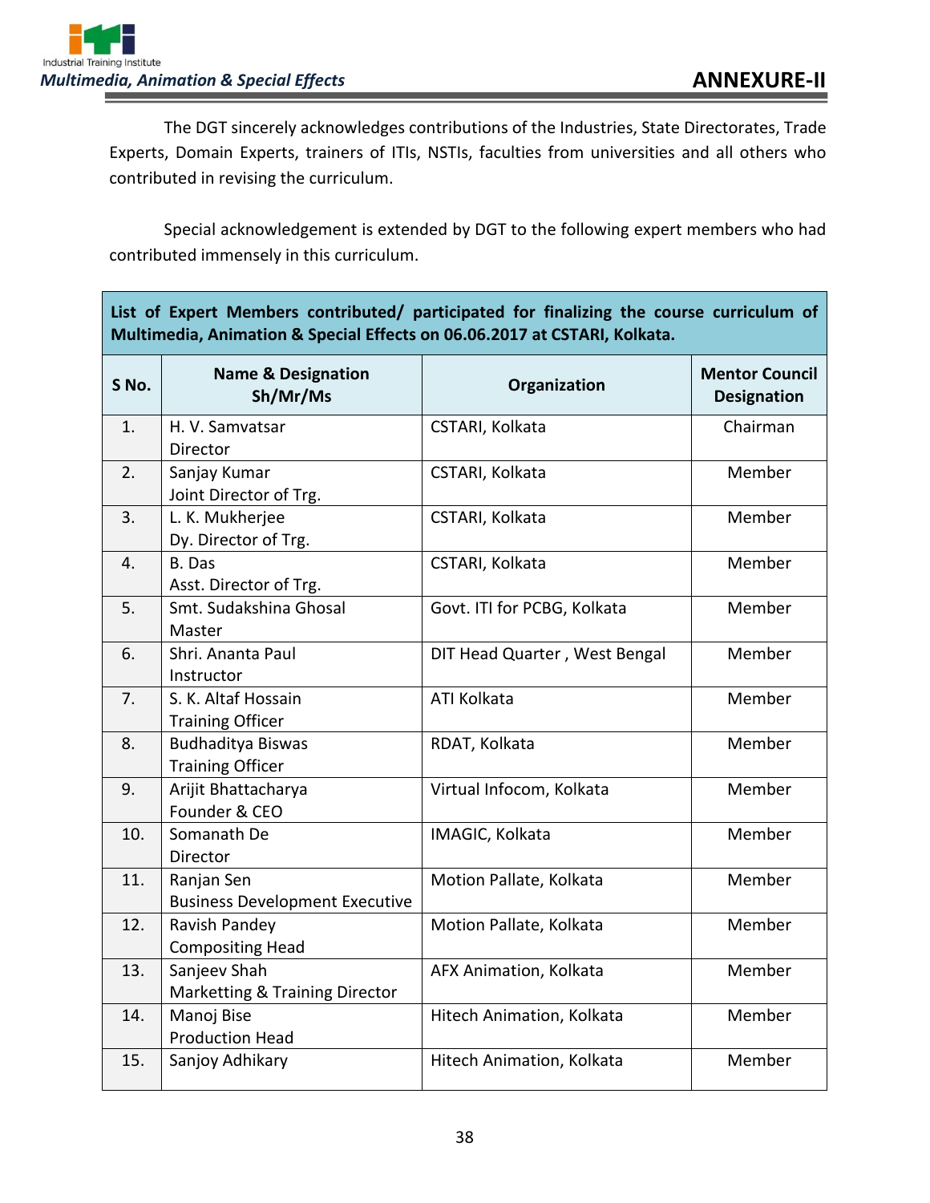## ANNEXURE-II

The DGT sincerely acknowledges contributions of the Industries, State Directorates, Trade Experts, Domain Experts, trainers of ITIs, NSTIs, faculties from universities and all others who contributed in revising the curriculum.

Special acknowledgement is extended by DGT to the following expert members who had contributed immensely in this curriculum.

**List of Expert Members contributed/ participated for finalizing the course curriculum of Multimedia, Animation & Special Effects on 06.06.2017 at CSTARI, Kolkata.**

| S No. | Name & Designation Sh/Mr/Ms | Organization | Mentor Council Designation |
|---|---|---|---|
| 1. | H. V. Samvatsar<br>Director | CSTARI, Kolkata | Chairman |
| 2. | Sanjay Kumar<br>Joint Director of Trg. | CSTARI, Kolkata | Member |
| 3. | L. K. Mukherjee<br>Dy. Director of Trg. | CSTARI, Kolkata | Member |
| 4. | B. Das<br>Asst. Director of Trg. | CSTARI, Kolkata | Member |
| 5. | Smt. Sudakshina Ghosal<br>Master | Govt. ITI for PCBG, Kolkata | Member |
| 6. | Shri. Ananta Paul<br>Instructor | DIT Head Quarter , West Bengal | Member |
| 7. | S. K. Altaf Hossain<br>Training Officer | ATI Kolkata | Member |
| 8. | Budhaditya Biswas<br>Training Officer | RDAT, Kolkata | Member |
| 9. | Arijit Bhattacharya<br>Founder & CEO | Virtual Infocom, Kolkata | Member |
| 10. | Somanath De<br>Director | IMAGIC, Kolkata | Member |
| 11. | Ranjan Sen<br>Business Development Executive | Motion Pallate, Kolkata | Member |
| 12. | Ravish Pandey<br>Compositing Head | Motion Pallate, Kolkata | Member |
| 13. | Sanjeev Shah<br>Marketting & Training Director | AFX Animation, Kolkata | Member |
| 14. | Manoj Bise<br>Production Head | Hitech Animation, Kolkata | Member |
| 15. | Sanjoy Adhikary | Hitech Animation, Kolkata | Member |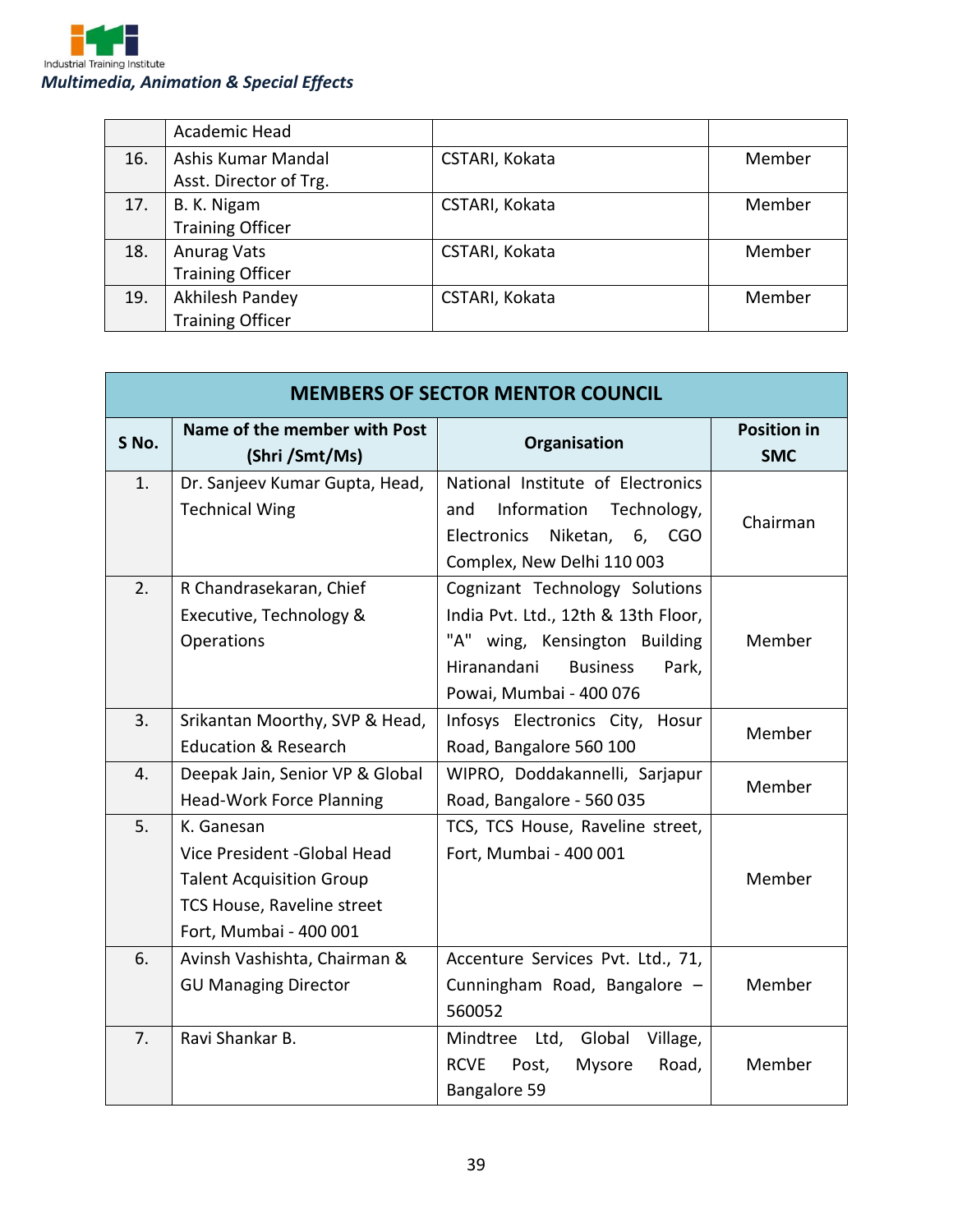| | | | |
|---|---|---|---|
| | Academic Head | | |
| 16. | Ashis Kumar Mandal<br>Asst. Director of Trg. | CSTARI, Kokata | Member |
| 17. | B. K. Nigam<br>Training Officer | CSTARI, Kokata | Member |
| 18. | Anurag Vats<br>Training Officer | CSTARI, Kokata | Member |
| 19. | Akhilesh Pandey<br>Training Officer | CSTARI, Kokata | Member |

| **MEMBERS OF SECTOR MENTOR COUNCIL** | | | |
|---|---|---|---|
| **S No.** | **Name of the member with Post (Shri /Smt/Ms)** | **Organisation** | **Position in SMC** |
| 1. | Dr. Sanjeev Kumar Gupta, Head, Technical Wing | National Institute of Electronics and Information Technology, Electronics Niketan, 6, CGO Complex, New Delhi 110 003 | Chairman |
| 2. | R Chandrasekaran, Chief Executive, Technology & Operations | Cognizant Technology Solutions India Pvt. Ltd., 12th & 13th Floor, "A" wing, Kensington Building Hiranandani Business Park, Powai, Mumbai - 400 076 | Member |
| 3. | Srikantan Moorthy, SVP & Head, Education & Research | Infosys Electronics City, Hosur Road, Bangalore 560 100 | Member |
| 4. | Deepak Jain, Senior VP & Global Head-Work Force Planning | WIPRO, Doddakannelli, Sarjapur Road, Bangalore - 560 035 | Member |
| 5. | K. Ganesan<br>Vice President -Global Head Talent Acquisition Group<br>TCS House, Raveline street<br>Fort, Mumbai - 400 001 | TCS, TCS House, Raveline street, Fort, Mumbai - 400 001 | Member |
| 6. | Avinsh Vashishta, Chairman & GU Managing Director | Accenture Services Pvt. Ltd., 71, Cunningham Road, Bangalore – 560052 | Member |
| 7. | Ravi Shankar B. | Mindtree Ltd, Global Village, RCVE Post, Mysore Road, Bangalore 59 | Member |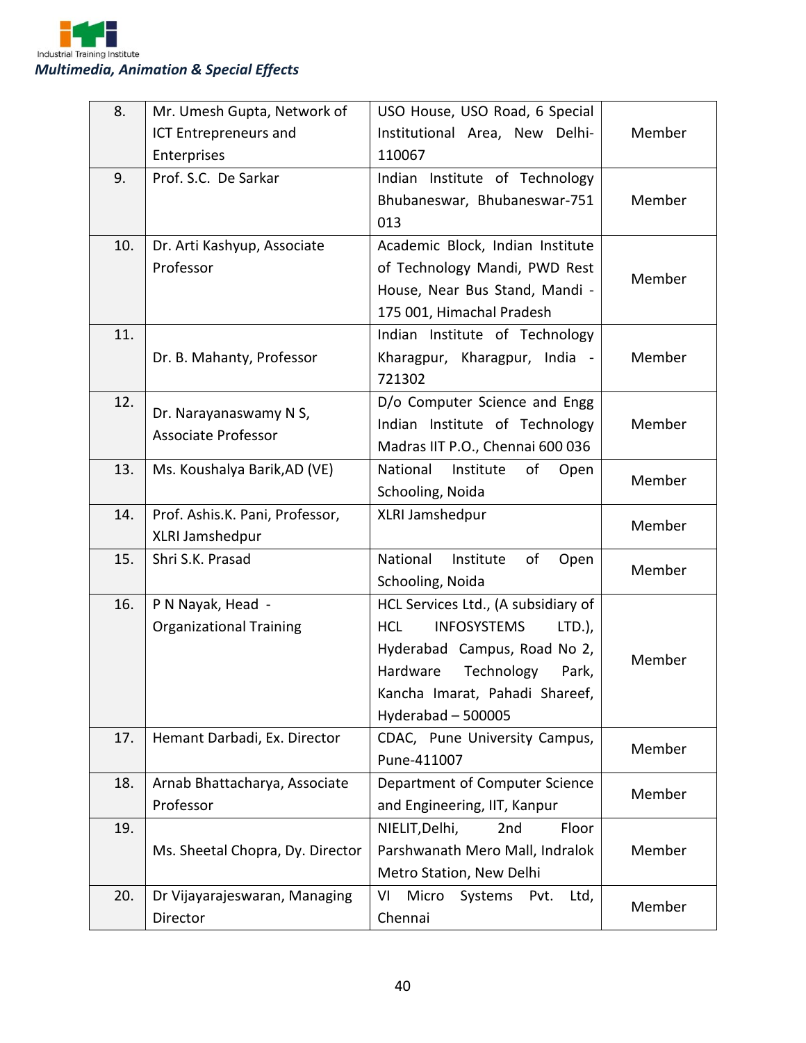| 8. | Mr. Umesh Gupta, Network of ICT Entrepreneurs and Enterprises | USO House, USO Road, 6 Special Institutional Area, New Delhi-110067 | Member |
|---|---|---|---|
| 9. | Prof. S.C. De Sarkar | Indian Institute of Technology Bhubaneswar, Bhubaneswar-751 013 | Member |
| 10. | Dr. Arti Kashyup, Associate Professor | Academic Block, Indian Institute of Technology Mandi, PWD Rest House, Near Bus Stand, Mandi - 175 001, Himachal Pradesh | Member |
| 11. | Dr. B. Mahanty, Professor | Indian Institute of Technology Kharagpur, Kharagpur, India - 721302 | Member |
| 12. | Dr. Narayanaswamy N S, Associate Professor | D/o Computer Science and Engg Indian Institute of Technology Madras IIT P.O., Chennai 600 036 | Member |
| 13. | Ms. Koushalya Barik,AD (VE) | National Institute of Open Schooling, Noida | Member |
| 14. | Prof. Ashis.K. Pani, Professor, XLRI Jamshedpur | XLRI Jamshedpur | Member |
| 15. | Shri S.K. Prasad | National Institute of Open Schooling, Noida | Member |
| 16. | P N Nayak, Head - Organizational Training | HCL Services Ltd., (A subsidiary of HCL INFOSYSTEMS LTD.), Hyderabad Campus, Road No 2, Hardware Technology Park, Kancha Imarat, Pahadi Shareef, Hyderabad – 500005 | Member |
| 17. | Hemant Darbadi, Ex. Director | CDAC, Pune University Campus, Pune-411007 | Member |
| 18. | Arnab Bhattacharya, Associate Professor | Department of Computer Science and Engineering, IIT, Kanpur | Member |
| 19. | Ms. Sheetal Chopra, Dy. Director | NIELIT,Delhi, 2nd Floor Parshwanath Mero Mall, Indralok Metro Station, New Delhi | Member |
| 20. | Dr Vijayarajeswaran, Managing Director | VI Micro Systems Pvt. Ltd, Chennai | Member |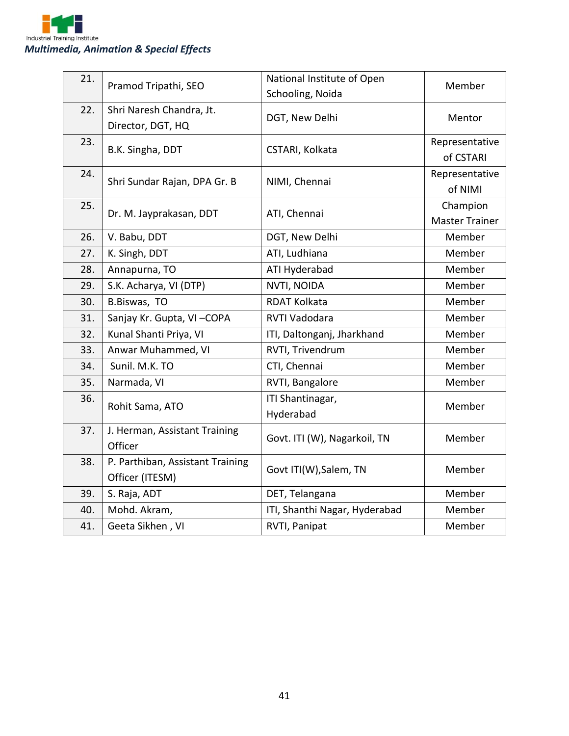| 21. | Pramod Tripathi, SEO | National Institute of Open Schooling, Noida | Member |
|---|---|---|---|
| 22. | Shri Naresh Chandra, Jt. Director, DGT, HQ | DGT, New Delhi | Mentor |
| 23. | B.K. Singha, DDT | CSTARI, Kolkata | Representative of CSTARI |
| 24. | Shri Sundar Rajan, DPA Gr. B | NIMI, Chennai | Representative of NIMI |
| 25. | Dr. M. Jayprakasan, DDT | ATI, Chennai | Champion Master Trainer |
| 26. | V. Babu, DDT | DGT, New Delhi | Member |
| 27. | K. Singh, DDT | ATI, Ludhiana | Member |
| 28. | Annapurna, TO | ATI Hyderabad | Member |
| 29. | S.K. Acharya, VI (DTP) | NVTI, NOIDA | Member |
| 30. | B.Biswas, TO | RDAT Kolkata | Member |
| 31. | Sanjay Kr. Gupta, VI –COPA | RVTI Vadodara | Member |
| 32. | Kunal Shanti Priya, VI | ITI, Daltonganj, Jharkhand | Member |
| 33. | Anwar Muhammed, VI | RVTI, Trivendrum | Member |
| 34. | Sunil. M.K. TO | CTI, Chennai | Member |
| 35. | Narmada, VI | RVTI, Bangalore | Member |
| 36. | Rohit Sama, ATO | ITI Shantinagar, Hyderabad | Member |
| 37. | J. Herman, Assistant Training Officer | Govt. ITI (W), Nagarkoil, TN | Member |
| 38. | P. Parthiban, Assistant Training Officer (ITESM) | Govt ITI(W),Salem, TN | Member |
| 39. | S. Raja, ADT | DET, Telangana | Member |
| 40. | Mohd. Akram, | ITI, Shanthi Nagar, Hyderabad | Member |
| 41. | Geeta Sikhen , VI | RVTI, Panipat | Member |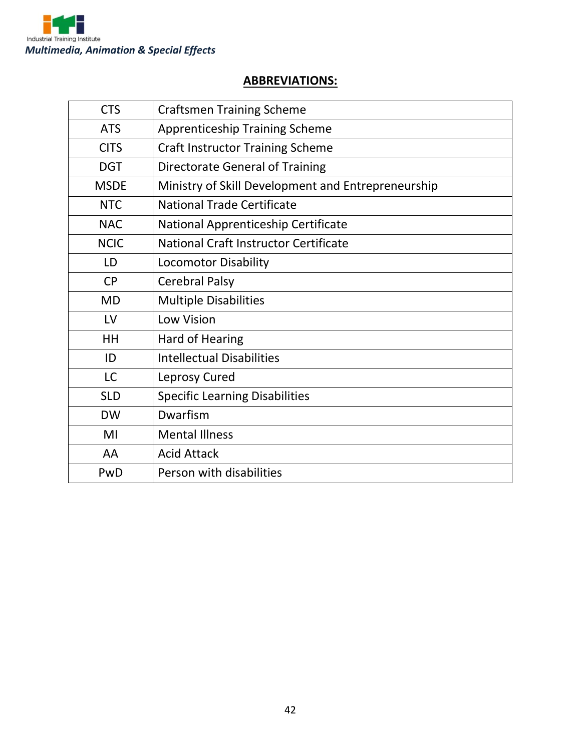## ABBREVIATIONS:

| | |
|---|---|
| CTS | Craftsmen Training Scheme |
| ATS | Apprenticeship Training Scheme |
| CITS | Craft Instructor Training Scheme |
| DGT | Directorate General of Training |
| MSDE | Ministry of Skill Development and Entrepreneurship |
| NTC | National Trade Certificate |
| NAC | National Apprenticeship Certificate |
| NCIC | National Craft Instructor Certificate |
| LD | Locomotor Disability |
| CP | Cerebral Palsy |
| MD | Multiple Disabilities |
| LV | Low Vision |
| HH | Hard of Hearing |
| ID | Intellectual Disabilities |
| LC | Leprosy Cured |
| SLD | Specific Learning Disabilities |
| DW | Dwarfism |
| MI | Mental Illness |
| AA | Acid Attack |
| PwD | Person with disabilities |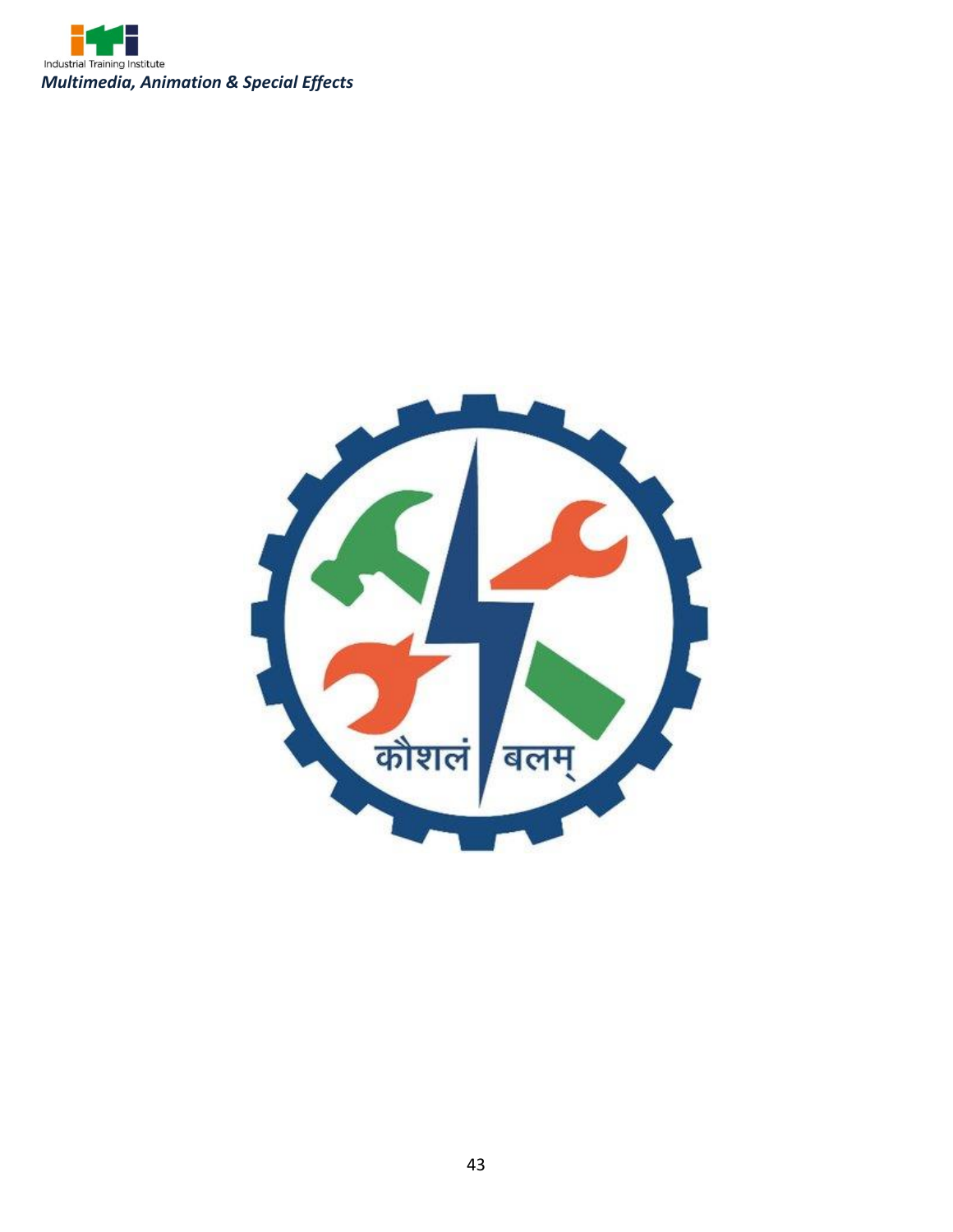कौशलं बलम्